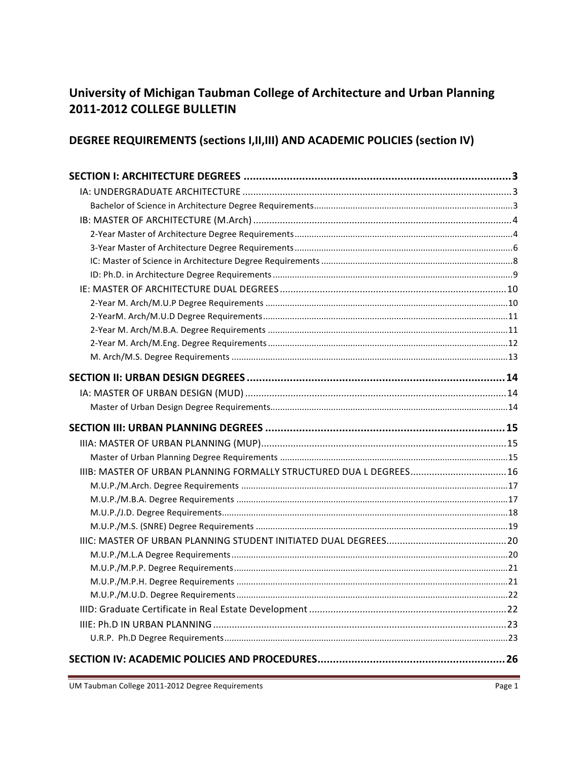# University of Michigan Taubman College of Architecture and Urban Planning 2011-2012 COLLEGE BULLETIN

## DEGREE REQUIREMENTS (sections I,II,III) AND ACADEMIC POLICIES (section IV)

**SECTION I: ARCHITECTURE DEGREES** ........................................ 3
- IA: UNDERGRADUATE ARCHITECTURE ........................................ 3
  - Bachelor of Science in Architecture Degree Requirements ........................................ 3
- IB: MASTER OF ARCHITECTURE (M.Arch) ........................................ 4
  - 2-Year Master of Architecture Degree Requirements ........................................ 4
  - 3-Year Master of Architecture Degree Requirements ........................................ 6
  - IC: Master of Science in Architecture Degree Requirements ........................................ 8
  - ID: Ph.D. in Architecture Degree Requirements ........................................ 9
- IE: MASTER OF ARCHITECTURE DUAL DEGREES ........................................ 10
  - 2-Year M. Arch/M.U.P Degree Requirements ........................................ 10
  - 2-YearM. Arch/M.U.D Degree Requirements ........................................ 11
  - 2-Year M. Arch/M.B.A. Degree Requirements ........................................ 11
  - 2-Year M. Arch/M.Eng. Degree Requirements ........................................ 12
  - M. Arch/M.S. Degree Requirements ........................................ 13

**SECTION II: URBAN DESIGN DEGREES** ........................................ 14
- IA: MASTER OF URBAN DESIGN (MUD) ........................................ 14
  - Master of Urban Design Degree Requirements ........................................ 14

**SECTION III: URBAN PLANNING DEGREES** ........................................ 15
- IIIA: MASTER OF URBAN PLANNING (MUP) ........................................ 15
  - Master of Urban Planning Degree Requirements ........................................ 15
- IIIB: MASTER OF URBAN PLANNING FORMALLY STRUCTURED DUA L DEGREES ........................................ 16
  - M.U.P./M.Arch. Degree Requirements ........................................ 17
  - M.U.P./M.B.A. Degree Requirements ........................................ 17
  - M.U.P./J.D. Degree Requirements ........................................ 18
  - M.U.P./M.S. (SNRE) Degree Requirements ........................................ 19
- IIIC: MASTER OF URBAN PLANNING STUDENT INITIATED DUAL DEGREES ........................................ 20
  - M.U.P./M.L.A Degree Requirements ........................................ 20
  - M.U.P./M.P.P. Degree Requirements ........................................ 21
  - M.U.P./M.P.H. Degree Requirements ........................................ 21
  - M.U.P./M.U.D. Degree Requirements ........................................ 22
- IIID: Graduate Certificate in Real Estate Development ........................................ 22
- IIIE: Ph.D IN URBAN PLANNING ........................................ 23
  - U.R.P. Ph.D Degree Requirements ........................................ 23

**SECTION IV: ACADEMIC POLICIES AND PROCEDURES** ........................................ 26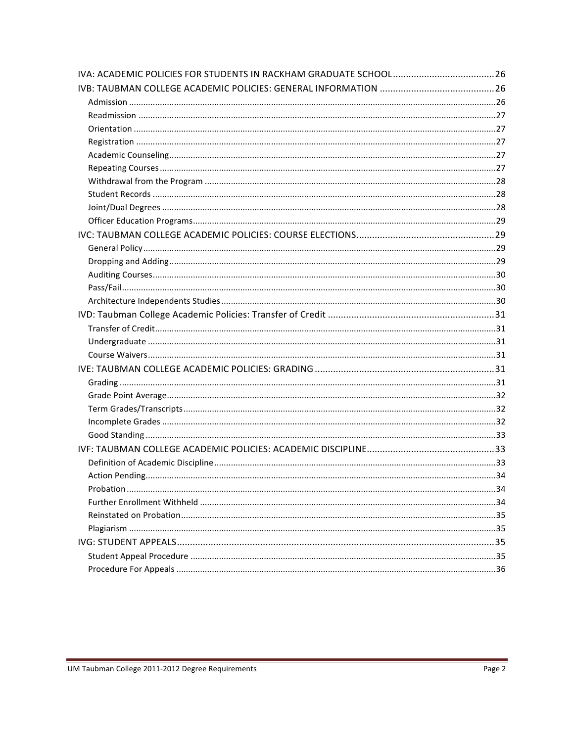IVA: ACADEMIC POLICIES FOR STUDENTS IN RACKHAM GRADUATE SCHOOL ....................................... 26

IVB: TAUBMAN COLLEGE ACADEMIC POLICIES: GENERAL INFORMATION ........................................... 26

- Admission ........................................................................................................................................... 26
- Readmission ....................................................................................................................................... 27
- Orientation ......................................................................................................................................... 27
- Registration ........................................................................................................................................ 27
- Academic Counseling .......................................................................................................................... 27
- Repeating Courses .............................................................................................................................. 27
- Withdrawal from the Program ............................................................................................................ 28
- Student Records .................................................................................................................................. 28
- Joint/Dual Degrees ............................................................................................................................. 28
- Officer Education Programs ................................................................................................................ 29

IVC: TAUBMAN COLLEGE ACADEMIC POLICIES: COURSE ELECTIONS ..................................................... 29

- General Policy ..................................................................................................................................... 29
- Dropping and Adding .......................................................................................................................... 29
- Auditing Courses ................................................................................................................................. 30
- Pass/Fail .............................................................................................................................................. 30
- Architecture Independents Studies ..................................................................................................... 30

IVD: Taubman College Academic Policies: Transfer of Credit ................................................................ 31

- Transfer of Credit ................................................................................................................................ 31
- Undergraduate ................................................................................................................................... 31
- Course Waivers ................................................................................................................................... 31

IVE: TAUBMAN COLLEGE ACADEMIC POLICIES: GRADING ..................................................................... 31

- Grading ............................................................................................................................................... 31
- Grade Point Average ........................................................................................................................... 32
- Term Grades/Transcripts .................................................................................................................... 32
- Incomplete Grades ............................................................................................................................. 32
- Good Standing .................................................................................................................................... 33

IVF: TAUBMAN COLLEGE ACADEMIC POLICIES: ACADEMIC DISCIPLINE ................................................. 33

- Definition of Academic Discipline ....................................................................................................... 33
- Action Pending .................................................................................................................................... 34
- Probation ............................................................................................................................................ 34
- Further Enrollment Withheld .............................................................................................................. 34
- Reinstated on Probation ..................................................................................................................... 35
- Plagiarism ........................................................................................................................................... 35

IVG: STUDENT APPEALS .......................................................................................................................... 35

- Student Appeal Procedure ................................................................................................................. 35
- Procedure For Appeals ....................................................................................................................... 36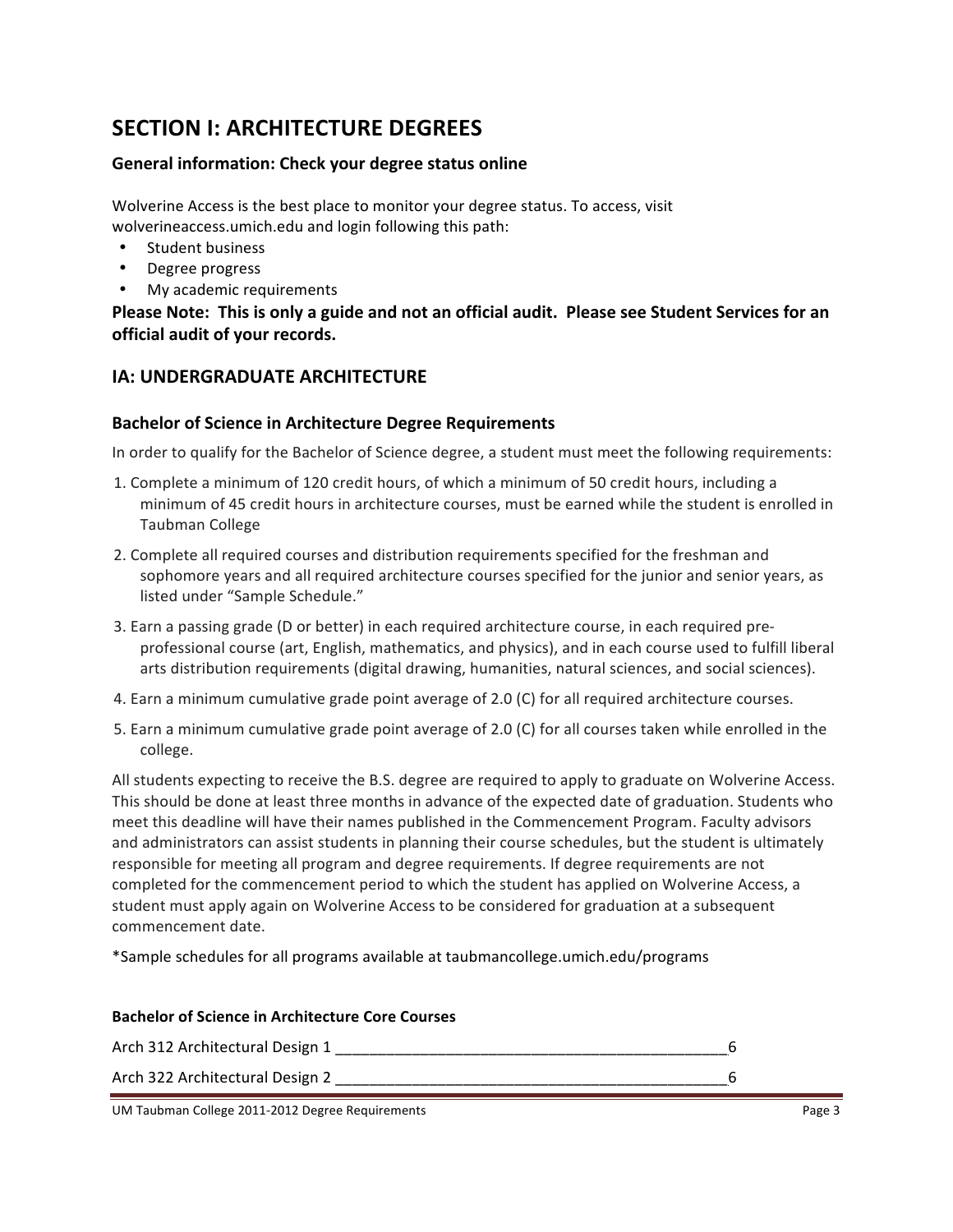# SECTION I: ARCHITECTURE DEGREES

### General information: Check your degree status online

Wolverine Access is the best place to monitor your degree status. To access, visit wolverineaccess.umich.edu and login following this path:

- Student business
- Degree progress
- My academic requirements

**Please Note: This is only a guide and not an official audit. Please see Student Services for an official audit of your records.**

## IA: UNDERGRADUATE ARCHITECTURE

### Bachelor of Science in Architecture Degree Requirements

In order to qualify for the Bachelor of Science degree, a student must meet the following requirements:

1. Complete a minimum of 120 credit hours, of which a minimum of 50 credit hours, including a minimum of 45 credit hours in architecture courses, must be earned while the student is enrolled in Taubman College
2. Complete all required courses and distribution requirements specified for the freshman and sophomore years and all required architecture courses specified for the junior and senior years, as listed under "Sample Schedule."
3. Earn a passing grade (D or better) in each required architecture course, in each required pre-professional course (art, English, mathematics, and physics), and in each course used to fulfill liberal arts distribution requirements (digital drawing, humanities, natural sciences, and social sciences).
4. Earn a minimum cumulative grade point average of 2.0 (C) for all required architecture courses.
5. Earn a minimum cumulative grade point average of 2.0 (C) for all courses taken while enrolled in the college.

All students expecting to receive the B.S. degree are required to apply to graduate on Wolverine Access. This should be done at least three months in advance of the expected date of graduation. Students who meet this deadline will have their names published in the Commencement Program. Faculty advisors and administrators can assist students in planning their course schedules, but the student is ultimately responsible for meeting all program and degree requirements. If degree requirements are not completed for the commencement period to which the student has applied on Wolverine Access, a student must apply again on Wolverine Access to be considered for graduation at a subsequent commencement date.

*Sample schedules for all programs available at taubmancollege.umich.edu/programs

**Bachelor of Science in Architecture Core Courses**

Arch 312 Architectural Design 1 ________________________________________________6

Arch 322 Architectural Design 2 ________________________________________________6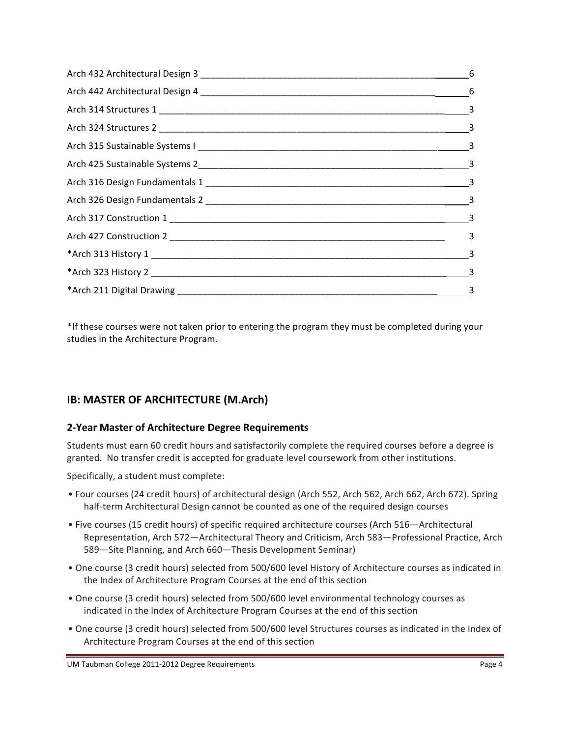| Course | Credits |
| --- | --- |
| Arch 432 Architectural Design 3 | 6 |
| Arch 442 Architectural Design 4 | 6 |
| Arch 314 Structures 1 | 3 |
| Arch 324 Structures 2 | 3 |
| Arch 315 Sustainable Systems I | 3 |
| Arch 425 Sustainable Systems 2 | 3 |
| Arch 316 Design Fundamentals 1 | 3 |
| Arch 326 Design Fundamentals 2 | 3 |
| Arch 317 Construction 1 | 3 |
| Arch 427 Construction 2 | 3 |
| *Arch 313 History 1 | 3 |
| *Arch 323 History 2 | 3 |
| *Arch 211 Digital Drawing | 3 |

*If these courses were not taken prior to entering the program they must be completed during your studies in the Architecture Program.

## IB: MASTER OF ARCHITECTURE (M.Arch)

### 2-Year Master of Architecture Degree Requirements

Students must earn 60 credit hours and satisfactorily complete the required courses before a degree is granted. No transfer credit is accepted for graduate level coursework from other institutions.

Specifically, a student must complete:

- Four courses (24 credit hours) of architectural design (Arch 552, Arch 562, Arch 662, Arch 672). Spring half-term Architectural Design cannot be counted as one of the required design courses
- Five courses (15 credit hours) of specific required architecture courses (Arch 516—Architectural Representation, Arch 572—Architectural Theory and Criticism, Arch 583—Professional Practice, Arch 589—Site Planning, and Arch 660—Thesis Development Seminar)
- One course (3 credit hours) selected from 500/600 level History of Architecture courses as indicated in the Index of Architecture Program Courses at the end of this section
- One course (3 credit hours) selected from 500/600 level environmental technology courses as indicated in the Index of Architecture Program Courses at the end of this section
- One course (3 credit hours) selected from 500/600 level Structures courses as indicated in the Index of Architecture Program Courses at the end of this section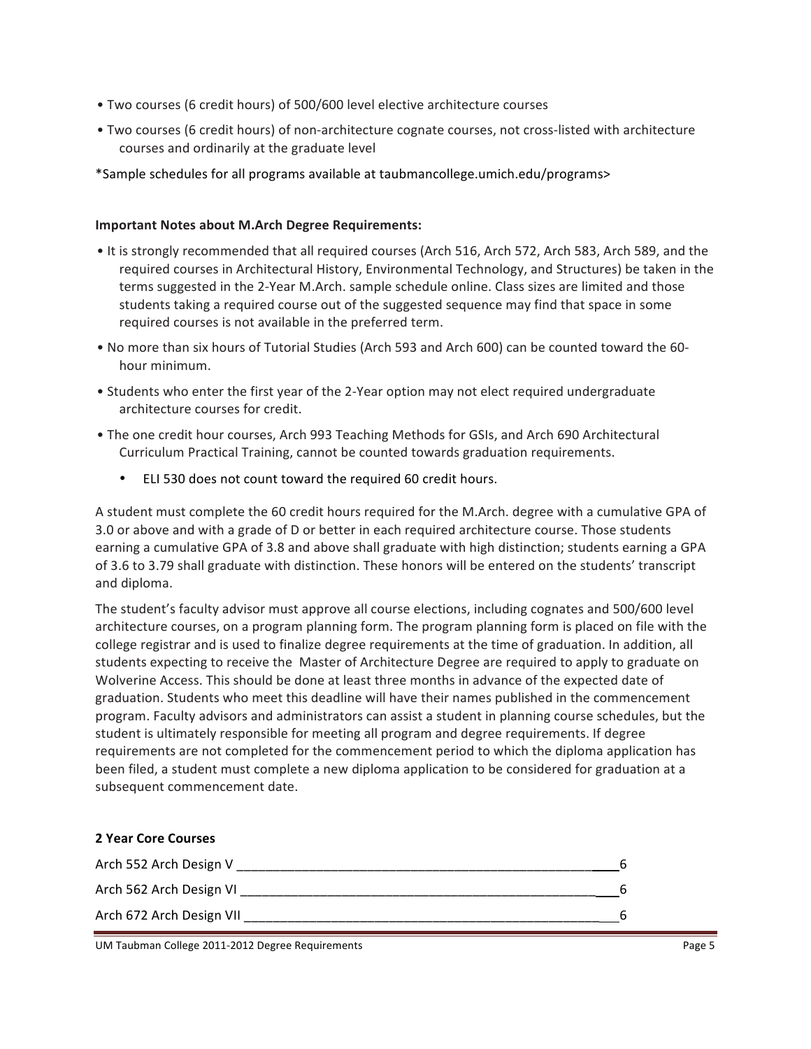- Two courses (6 credit hours) of 500/600 level elective architecture courses
- Two courses (6 credit hours) of non-architecture cognate courses, not cross-listed with architecture courses and ordinarily at the graduate level

*Sample schedules for all programs available at taubmancollege.umich.edu/programs>

**Important Notes about M.Arch Degree Requirements:**

- It is strongly recommended that all required courses (Arch 516, Arch 572, Arch 583, Arch 589, and the required courses in Architectural History, Environmental Technology, and Structures) be taken in the terms suggested in the 2-Year M.Arch. sample schedule online. Class sizes are limited and those students taking a required course out of the suggested sequence may find that space in some required courses is not available in the preferred term.
- No more than six hours of Tutorial Studies (Arch 593 and Arch 600) can be counted toward the 60-hour minimum.
- Students who enter the first year of the 2-Year option may not elect required undergraduate architecture courses for credit.
- The one credit hour courses, Arch 993 Teaching Methods for GSIs, and Arch 690 Architectural Curriculum Practical Training, cannot be counted towards graduation requirements.
  - ELI 530 does not count toward the required 60 credit hours.

A student must complete the 60 credit hours required for the M.Arch. degree with a cumulative GPA of 3.0 or above and with a grade of D or better in each required architecture course. Those students earning a cumulative GPA of 3.8 and above shall graduate with high distinction; students earning a GPA of 3.6 to 3.79 shall graduate with distinction. These honors will be entered on the students' transcript and diploma.

The student's faculty advisor must approve all course elections, including cognates and 500/600 level architecture courses, on a program planning form. The program planning form is placed on file with the college registrar and is used to finalize degree requirements at the time of graduation. In addition, all students expecting to receive the Master of Architecture Degree are required to apply to graduate on Wolverine Access. This should be done at least three months in advance of the expected date of graduation. Students who meet this deadline will have their names published in the commencement program. Faculty advisors and administrators can assist a student in planning course schedules, but the student is ultimately responsible for meeting all program and degree requirements. If degree requirements are not completed for the commencement period to which the diploma application has been filed, a student must complete a new diploma application to be considered for graduation at a subsequent commencement date.

**2 Year Core Courses**

| Course | Credits |
|---|---|
| Arch 552 Arch Design V | 6 |
| Arch 562 Arch Design VI | 6 |
| Arch 672 Arch Design VII | 6 |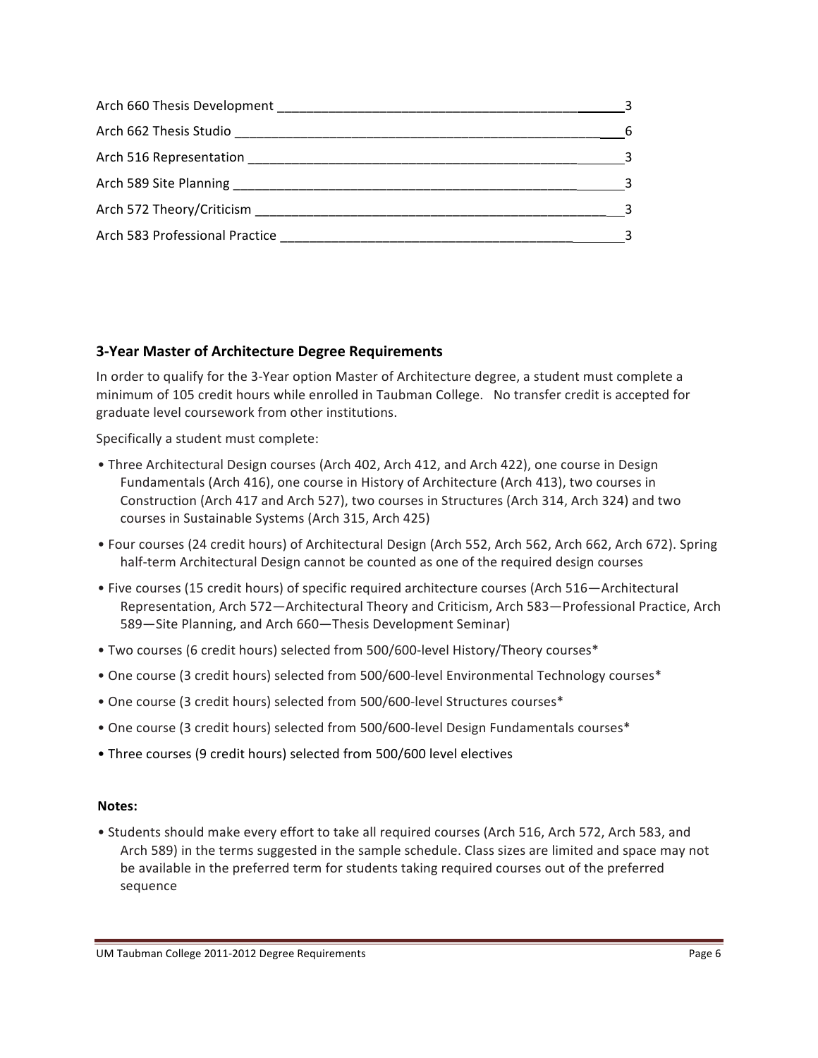| Course | Credits |
|---|---|
| Arch 660 Thesis Development | 3 |
| Arch 662 Thesis Studio | 6 |
| Arch 516 Representation | 3 |
| Arch 589 Site Planning | 3 |
| Arch 572 Theory/Criticism | 3 |
| Arch 583 Professional Practice | 3 |

### 3-Year Master of Architecture Degree Requirements

In order to qualify for the 3-Year option Master of Architecture degree, a student must complete a minimum of 105 credit hours while enrolled in Taubman College. No transfer credit is accepted for graduate level coursework from other institutions.

Specifically a student must complete:

- Three Architectural Design courses (Arch 402, Arch 412, and Arch 422), one course in Design Fundamentals (Arch 416), one course in History of Architecture (Arch 413), two courses in Construction (Arch 417 and Arch 527), two courses in Structures (Arch 314, Arch 324) and two courses in Sustainable Systems (Arch 315, Arch 425)
- Four courses (24 credit hours) of Architectural Design (Arch 552, Arch 562, Arch 662, Arch 672). Spring half-term Architectural Design cannot be counted as one of the required design courses
- Five courses (15 credit hours) of specific required architecture courses (Arch 516—Architectural Representation, Arch 572—Architectural Theory and Criticism, Arch 583—Professional Practice, Arch 589—Site Planning, and Arch 660—Thesis Development Seminar)
- Two courses (6 credit hours) selected from 500/600-level History/Theory courses*
- One course (3 credit hours) selected from 500/600-level Environmental Technology courses*
- One course (3 credit hours) selected from 500/600-level Structures courses*
- One course (3 credit hours) selected from 500/600-level Design Fundamentals courses*
- Three courses (9 credit hours) selected from 500/600 level electives

**Notes:**

- Students should make every effort to take all required courses (Arch 516, Arch 572, Arch 583, and Arch 589) in the terms suggested in the sample schedule. Class sizes are limited and space may not be available in the preferred term for students taking required courses out of the preferred sequence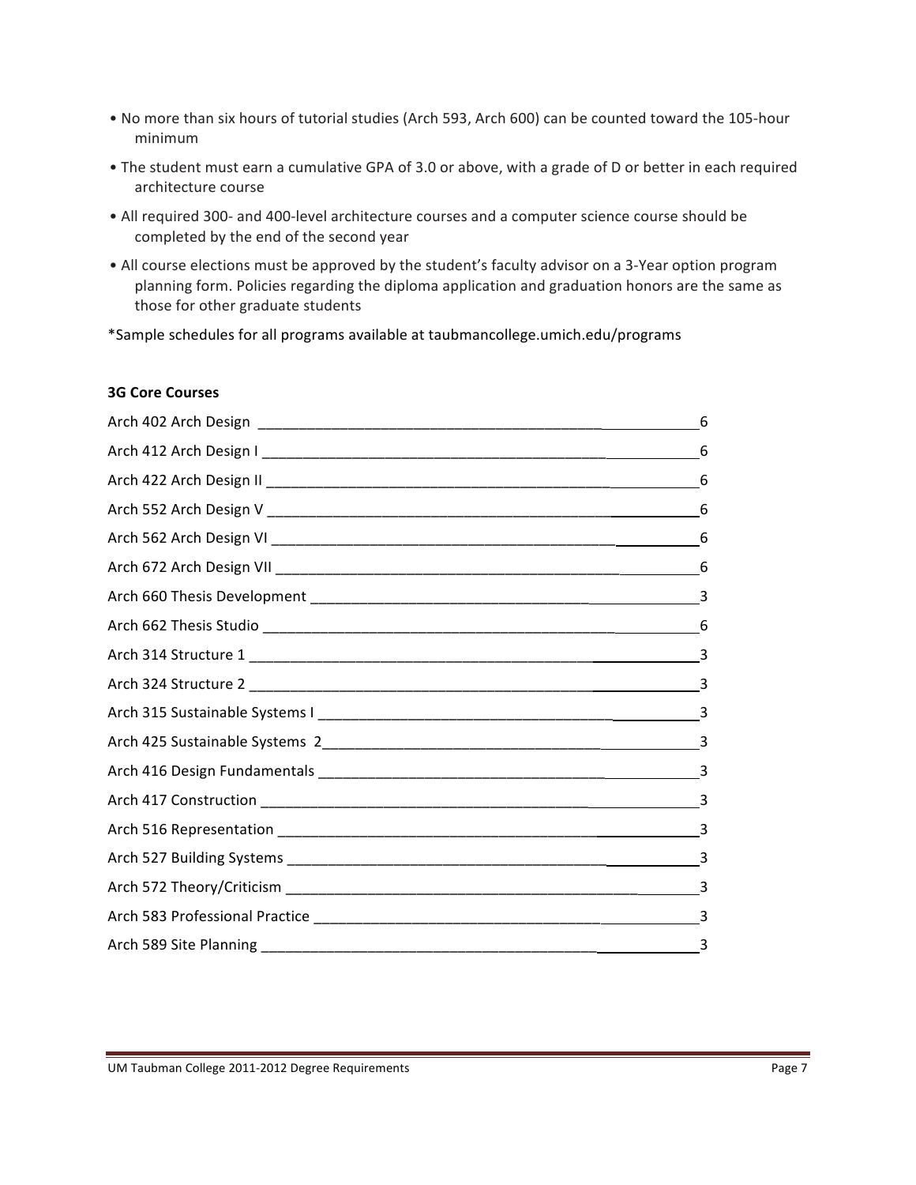- No more than six hours of tutorial studies (Arch 593, Arch 600) can be counted toward the 105-hour minimum
- The student must earn a cumulative GPA of 3.0 or above, with a grade of D or better in each required architecture course
- All required 300- and 400-level architecture courses and a computer science course should be completed by the end of the second year
- All course elections must be approved by the student's faculty advisor on a 3-Year option program planning form. Policies regarding the diploma application and graduation honors are the same as those for other graduate students

*Sample schedules for all programs available at taubmancollege.umich.edu/programs

**3G Core Courses**

| Course | Hours |
|---|---|
| Arch 402 Arch Design | 6 |
| Arch 412 Arch Design I | 6 |
| Arch 422 Arch Design II | 6 |
| Arch 552 Arch Design V | 6 |
| Arch 562 Arch Design VI | 6 |
| Arch 672 Arch Design VII | 6 |
| Arch 660 Thesis Development | 3 |
| Arch 662 Thesis Studio | 6 |
| Arch 314 Structure 1 | 3 |
| Arch 324 Structure 2 | 3 |
| Arch 315 Sustainable Systems I | 3 |
| Arch 425 Sustainable Systems 2 | 3 |
| Arch 416 Design Fundamentals | 3 |
| Arch 417 Construction | 3 |
| Arch 516 Representation | 3 |
| Arch 527 Building Systems | 3 |
| Arch 572 Theory/Criticism | 3 |
| Arch 583 Professional Practice | 3 |
| Arch 589 Site Planning | 3 |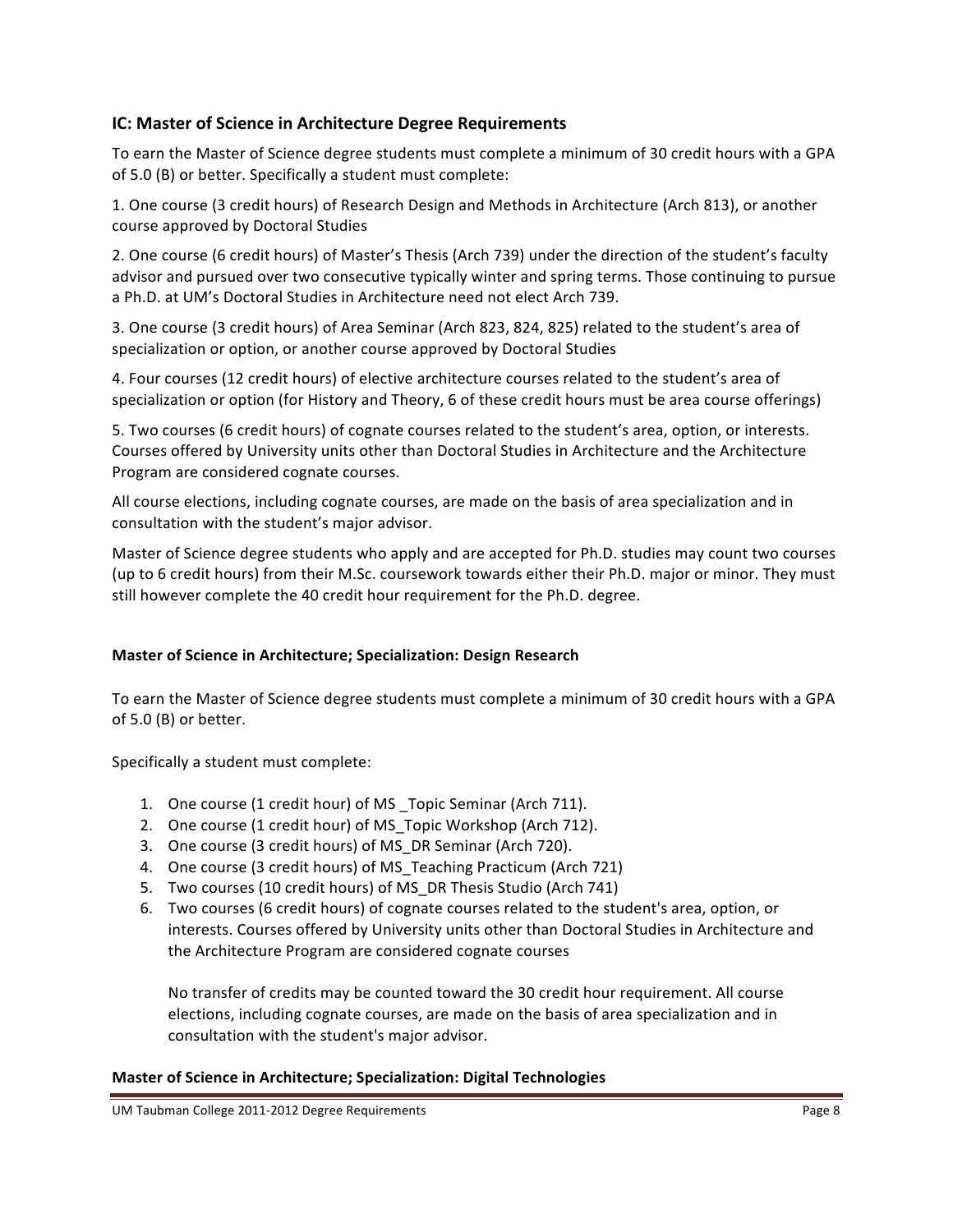## IC: Master of Science in Architecture Degree Requirements

To earn the Master of Science degree students must complete a minimum of 30 credit hours with a GPA of 5.0 (B) or better. Specifically a student must complete:

1. One course (3 credit hours) of Research Design and Methods in Architecture (Arch 813), or another course approved by Doctoral Studies

2. One course (6 credit hours) of Master's Thesis (Arch 739) under the direction of the student's faculty advisor and pursued over two consecutive typically winter and spring terms. Those continuing to pursue a Ph.D. at UM's Doctoral Studies in Architecture need not elect Arch 739.

3. One course (3 credit hours) of Area Seminar (Arch 823, 824, 825) related to the student's area of specialization or option, or another course approved by Doctoral Studies

4. Four courses (12 credit hours) of elective architecture courses related to the student's area of specialization or option (for History and Theory, 6 of these credit hours must be area course offerings)

5. Two courses (6 credit hours) of cognate courses related to the student's area, option, or interests. Courses offered by University units other than Doctoral Studies in Architecture and the Architecture Program are considered cognate courses.

All course elections, including cognate courses, are made on the basis of area specialization and in consultation with the student's major advisor.

Master of Science degree students who apply and are accepted for Ph.D. studies may count two courses (up to 6 credit hours) from their M.Sc. coursework towards either their Ph.D. major or minor. They must still however complete the 40 credit hour requirement for the Ph.D. degree.

**Master of Science in Architecture; Specialization: Design Research**

To earn the Master of Science degree students must complete a minimum of 30 credit hours with a GPA of 5.0 (B) or better.

Specifically a student must complete:

1. One course (1 credit hour) of MS _Topic Seminar (Arch 711).
2. One course (1 credit hour) of MS_Topic Workshop (Arch 712).
3. One course (3 credit hours) of MS_DR Seminar (Arch 720).
4. One course (3 credit hours) of MS_Teaching Practicum (Arch 721)
5. Two courses (10 credit hours) of MS_DR Thesis Studio (Arch 741)
6. Two courses (6 credit hours) of cognate courses related to the student's area, option, or interests. Courses offered by University units other than Doctoral Studies in Architecture and the Architecture Program are considered cognate courses

   No transfer of credits may be counted toward the 30 credit hour requirement. All course elections, including cognate courses, are made on the basis of area specialization and in consultation with the student's major advisor.

**Master of Science in Architecture; Specialization: Digital Technologies**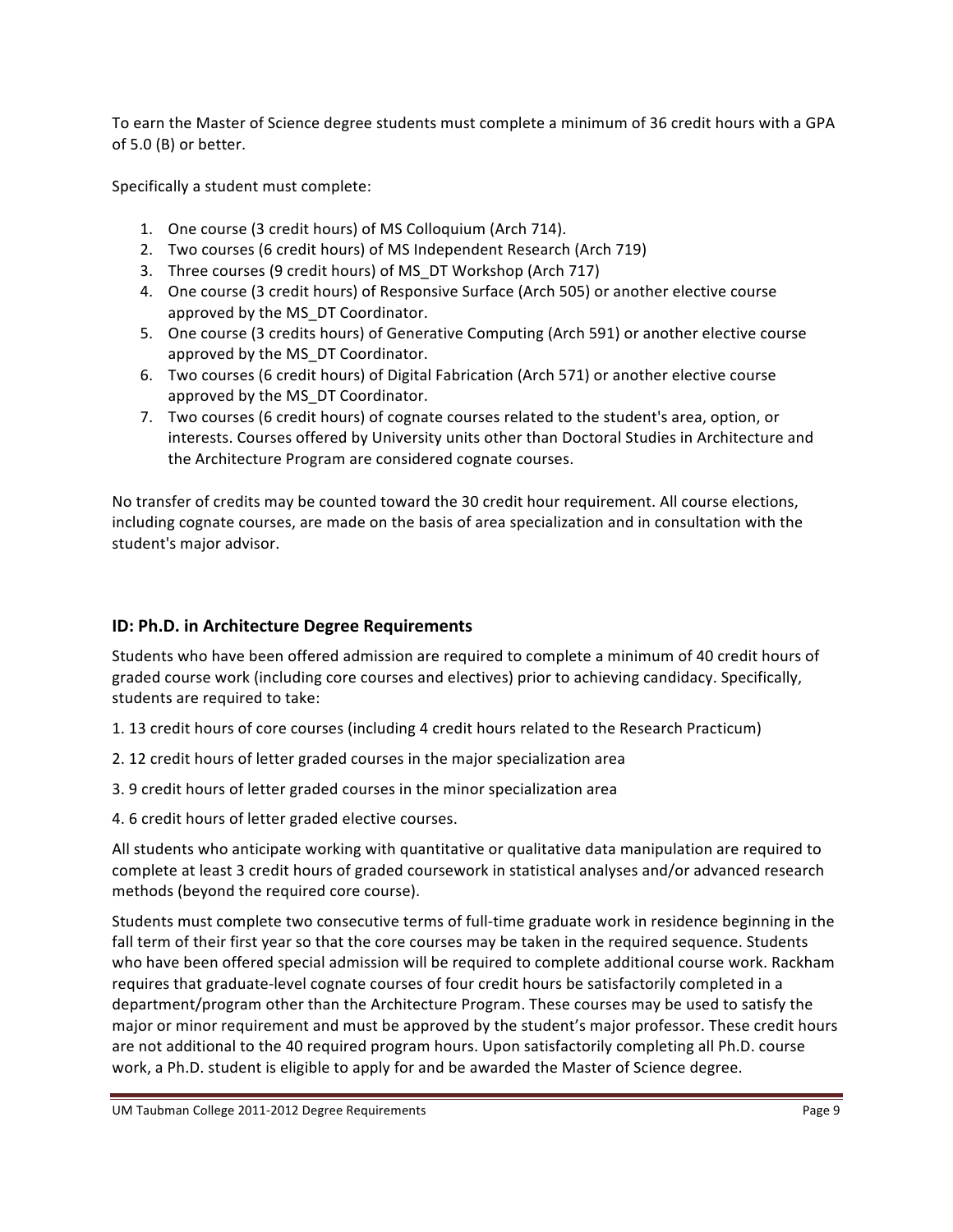To earn the Master of Science degree students must complete a minimum of 36 credit hours with a GPA of 5.0 (B) or better.

Specifically a student must complete:

1. One course (3 credit hours) of MS Colloquium (Arch 714).
2. Two courses (6 credit hours) of MS Independent Research (Arch 719)
3. Three courses (9 credit hours) of MS_DT Workshop (Arch 717)
4. One course (3 credit hours) of Responsive Surface (Arch 505) or another elective course approved by the MS_DT Coordinator.
5. One course (3 credits hours) of Generative Computing (Arch 591) or another elective course approved by the MS_DT Coordinator.
6. Two courses (6 credit hours) of Digital Fabrication (Arch 571) or another elective course approved by the MS_DT Coordinator.
7. Two courses (6 credit hours) of cognate courses related to the student's area, option, or interests. Courses offered by University units other than Doctoral Studies in Architecture and the Architecture Program are considered cognate courses.

No transfer of credits may be counted toward the 30 credit hour requirement. All course elections, including cognate courses, are made on the basis of area specialization and in consultation with the student's major advisor.

## ID: Ph.D. in Architecture Degree Requirements

Students who have been offered admission are required to complete a minimum of 40 credit hours of graded course work (including core courses and electives) prior to achieving candidacy. Specifically, students are required to take:

1. 13 credit hours of core courses (including 4 credit hours related to the Research Practicum)

2. 12 credit hours of letter graded courses in the major specialization area

3. 9 credit hours of letter graded courses in the minor specialization area

4. 6 credit hours of letter graded elective courses.

All students who anticipate working with quantitative or qualitative data manipulation are required to complete at least 3 credit hours of graded coursework in statistical analyses and/or advanced research methods (beyond the required core course).

Students must complete two consecutive terms of full-time graduate work in residence beginning in the fall term of their first year so that the core courses may be taken in the required sequence. Students who have been offered special admission will be required to complete additional course work. Rackham requires that graduate-level cognate courses of four credit hours be satisfactorily completed in a department/program other than the Architecture Program. These courses may be used to satisfy the major or minor requirement and must be approved by the student's major professor. These credit hours are not additional to the 40 required program hours. Upon satisfactorily completing all Ph.D. course work, a Ph.D. student is eligible to apply for and be awarded the Master of Science degree.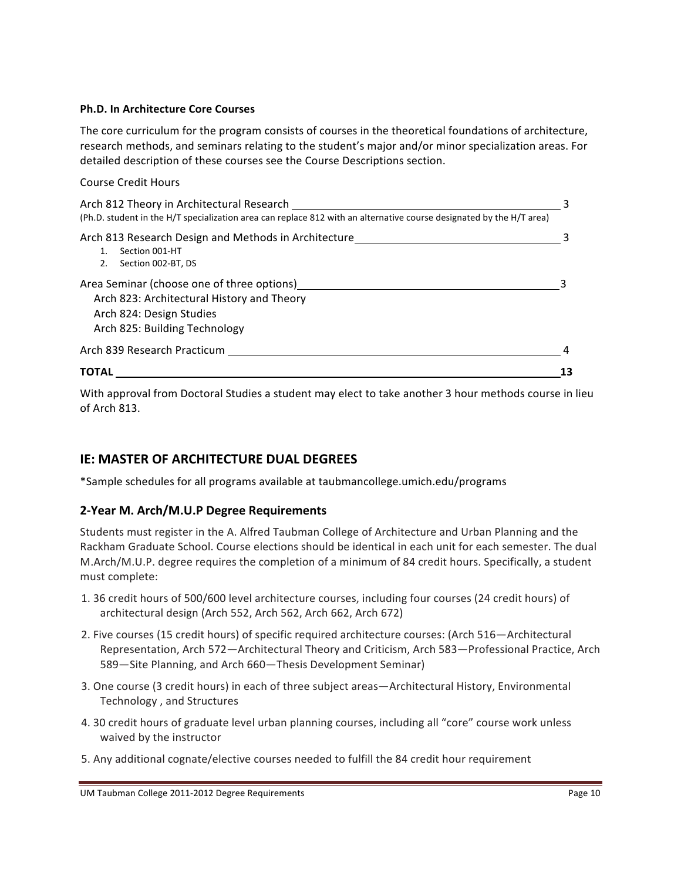**Ph.D. In Architecture Core Courses**

The core curriculum for the program consists of courses in the theoretical foundations of architecture, research methods, and seminars relating to the student's major and/or minor specialization areas. For detailed description of these courses see the Course Descriptions section.

| Course | Credit Hours |
|---|---|
| Arch 812 Theory in Architectural Research<br>(Ph.D. student in the H/T specialization area can replace 812 with an alternative course designated by the H/T area) | 3 |
| Arch 813 Research Design and Methods in Architecture<br>1. Section 001-HT<br>2. Section 002-BT, DS | 3 |
| Area Seminar (choose one of three options)<br>Arch 823: Architectural History and Theory<br>Arch 824: Design Studies<br>Arch 825: Building Technology | 3 |
| Arch 839 Research Practicum | 4 |
| **TOTAL** | **13** |

With approval from Doctoral Studies a student may elect to take another 3 hour methods course in lieu of Arch 813.

## IE: MASTER OF ARCHITECTURE DUAL DEGREES

*Sample schedules for all programs available at taubmancollege.umich.edu/programs

### 2-Year M. Arch/M.U.P Degree Requirements

Students must register in the A. Alfred Taubman College of Architecture and Urban Planning and the Rackham Graduate School. Course elections should be identical in each unit for each semester. The dual M.Arch/M.U.P. degree requires the completion of a minimum of 84 credit hours. Specifically, a student must complete:

1. 36 credit hours of 500/600 level architecture courses, including four courses (24 credit hours) of architectural design (Arch 552, Arch 562, Arch 662, Arch 672)
2. Five courses (15 credit hours) of specific required architecture courses: (Arch 516—Architectural Representation, Arch 572—Architectural Theory and Criticism, Arch 583—Professional Practice, Arch 589—Site Planning, and Arch 660—Thesis Development Seminar)
3. One course (3 credit hours) in each of three subject areas—Architectural History, Environmental Technology , and Structures
4. 30 credit hours of graduate level urban planning courses, including all "core" course work unless waived by the instructor
5. Any additional cognate/elective courses needed to fulfill the 84 credit hour requirement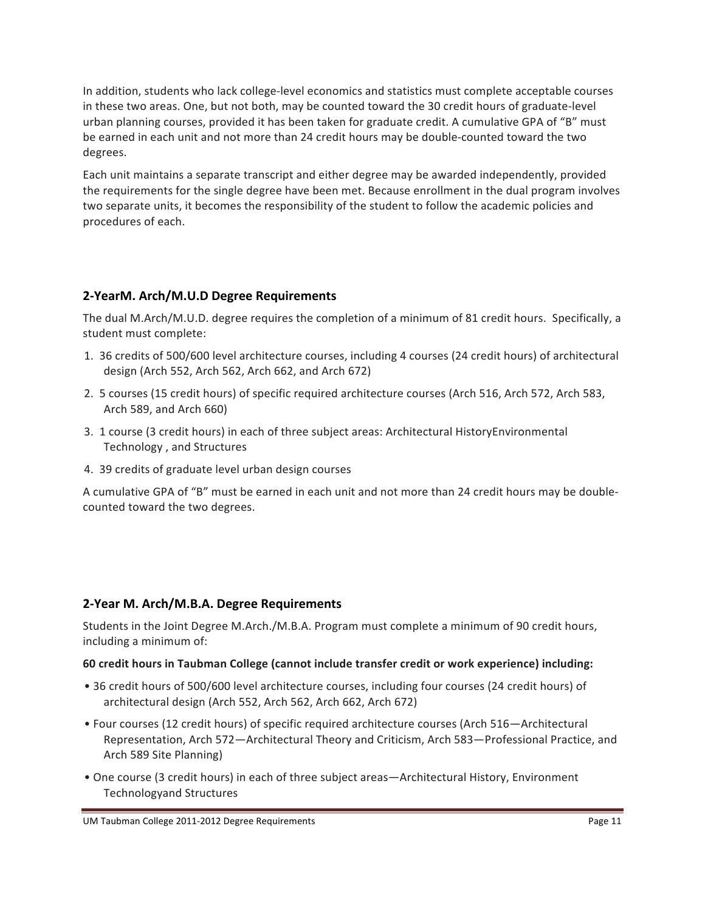In addition, students who lack college-level economics and statistics must complete acceptable courses in these two areas. One, but not both, may be counted toward the 30 credit hours of graduate-level urban planning courses, provided it has been taken for graduate credit. A cumulative GPA of "B" must be earned in each unit and not more than 24 credit hours may be double-counted toward the two degrees.

Each unit maintains a separate transcript and either degree may be awarded independently, provided the requirements for the single degree have been met. Because enrollment in the dual program involves two separate units, it becomes the responsibility of the student to follow the academic policies and procedures of each.

## 2-YearM. Arch/M.U.D Degree Requirements

The dual M.Arch/M.U.D. degree requires the completion of a minimum of 81 credit hours. Specifically, a student must complete:

1. 36 credits of 500/600 level architecture courses, including 4 courses (24 credit hours) of architectural design (Arch 552, Arch 562, Arch 662, and Arch 672)
2. 5 courses (15 credit hours) of specific required architecture courses (Arch 516, Arch 572, Arch 583, Arch 589, and Arch 660)
3. 1 course (3 credit hours) in each of three subject areas: Architectural HistoryEnvironmental Technology , and Structures
4. 39 credits of graduate level urban design courses

A cumulative GPA of "B" must be earned in each unit and not more than 24 credit hours may be double-counted toward the two degrees.

## 2-Year M. Arch/M.B.A. Degree Requirements

Students in the Joint Degree M.Arch./M.B.A. Program must complete a minimum of 90 credit hours, including a minimum of:

**60 credit hours in Taubman College (cannot include transfer credit or work experience) including:**

- 36 credit hours of 500/600 level architecture courses, including four courses (24 credit hours) of architectural design (Arch 552, Arch 562, Arch 662, Arch 672)
- Four courses (12 credit hours) of specific required architecture courses (Arch 516—Architectural Representation, Arch 572—Architectural Theory and Criticism, Arch 583—Professional Practice, and Arch 589 Site Planning)
- One course (3 credit hours) in each of three subject areas—Architectural History, Environment Technologyand Structures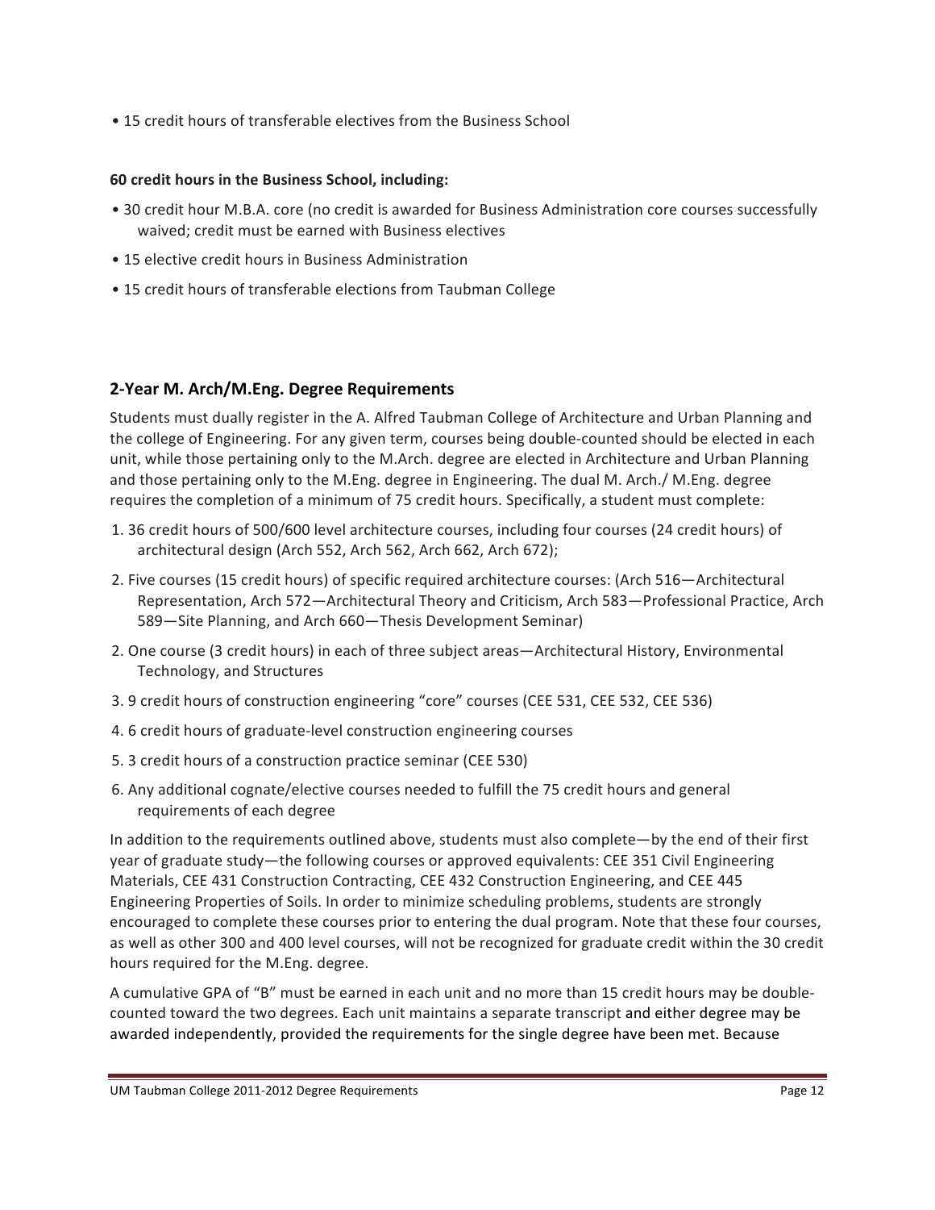• 15 credit hours of transferable electives from the Business School

**60 credit hours in the Business School, including:**

- 30 credit hour M.B.A. core (no credit is awarded for Business Administration core courses successfully waived; credit must be earned with Business electives
- 15 elective credit hours in Business Administration
- 15 credit hours of transferable elections from Taubman College

## 2-Year M. Arch/M.Eng. Degree Requirements

Students must dually register in the A. Alfred Taubman College of Architecture and Urban Planning and the college of Engineering. For any given term, courses being double-counted should be elected in each unit, while those pertaining only to the M.Arch. degree are elected in Architecture and Urban Planning and those pertaining only to the M.Eng. degree in Engineering. The dual M. Arch./ M.Eng. degree requires the completion of a minimum of 75 credit hours. Specifically, a student must complete:

1. 36 credit hours of 500/600 level architecture courses, including four courses (24 credit hours) of architectural design (Arch 552, Arch 562, Arch 662, Arch 672);
2. Five courses (15 credit hours) of specific required architecture courses: (Arch 516—Architectural Representation, Arch 572—Architectural Theory and Criticism, Arch 583—Professional Practice, Arch 589—Site Planning, and Arch 660—Thesis Development Seminar)
2. One course (3 credit hours) in each of three subject areas—Architectural History, Environmental Technology, and Structures
3. 9 credit hours of construction engineering "core" courses (CEE 531, CEE 532, CEE 536)
4. 6 credit hours of graduate-level construction engineering courses
5. 3 credit hours of a construction practice seminar (CEE 530)
6. Any additional cognate/elective courses needed to fulfill the 75 credit hours and general requirements of each degree

In addition to the requirements outlined above, students must also complete—by the end of their first year of graduate study—the following courses or approved equivalents: CEE 351 Civil Engineering Materials, CEE 431 Construction Contracting, CEE 432 Construction Engineering, and CEE 445 Engineering Properties of Soils. In order to minimize scheduling problems, students are strongly encouraged to complete these courses prior to entering the dual program. Note that these four courses, as well as other 300 and 400 level courses, will not be recognized for graduate credit within the 30 credit hours required for the M.Eng. degree.

A cumulative GPA of "B" must be earned in each unit and no more than 15 credit hours may be double-counted toward the two degrees. Each unit maintains a separate transcript and either degree may be awarded independently, provided the requirements for the single degree have been met. Because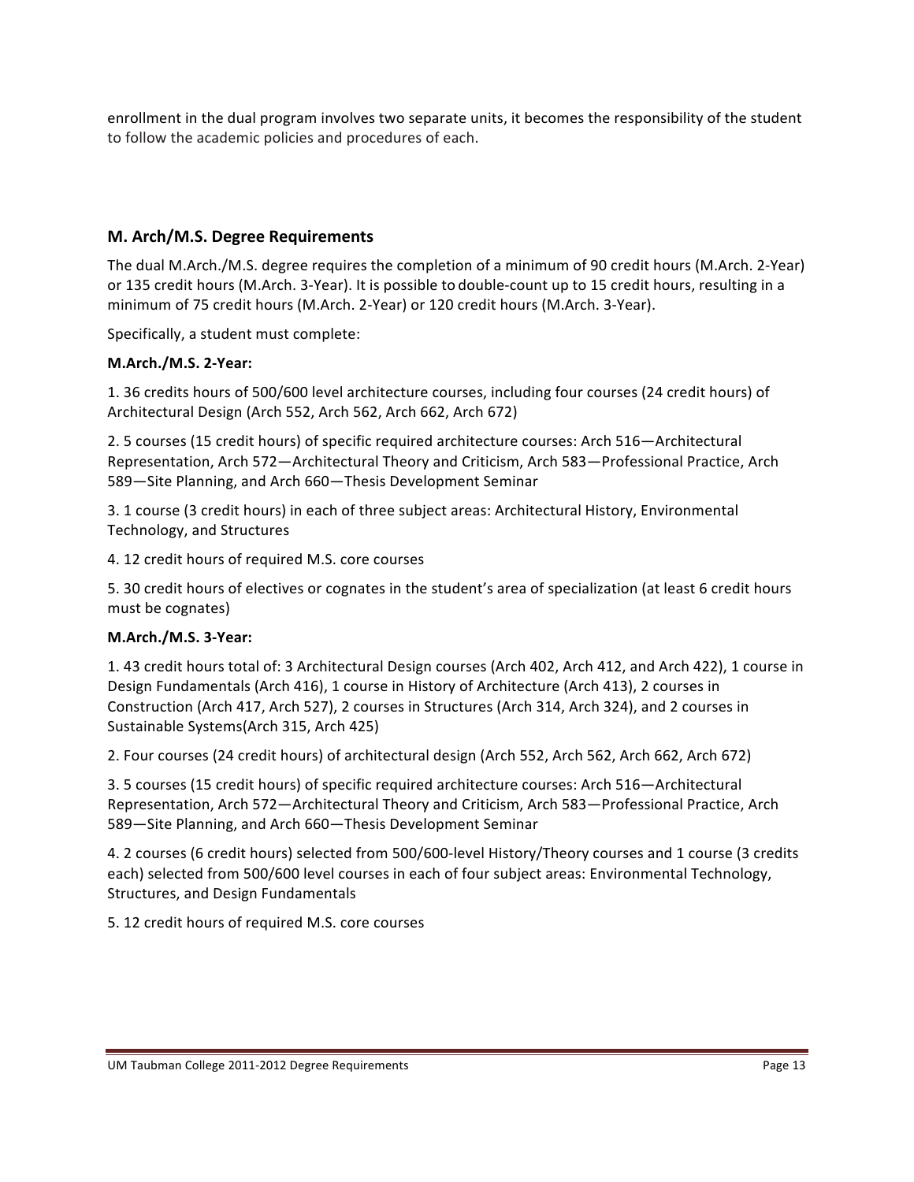enrollment in the dual program involves two separate units, it becomes the responsibility of the student to follow the academic policies and procedures of each.

## M. Arch/M.S. Degree Requirements

The dual M.Arch./M.S. degree requires the completion of a minimum of 90 credit hours (M.Arch. 2-Year) or 135 credit hours (M.Arch. 3-Year). It is possible to double-count up to 15 credit hours, resulting in a minimum of 75 credit hours (M.Arch. 2-Year) or 120 credit hours (M.Arch. 3-Year).

Specifically, a student must complete:

**M.Arch./M.S. 2-Year:**

1. 36 credits hours of 500/600 level architecture courses, including four courses (24 credit hours) of Architectural Design (Arch 552, Arch 562, Arch 662, Arch 672)

2. 5 courses (15 credit hours) of specific required architecture courses: Arch 516—Architectural Representation, Arch 572—Architectural Theory and Criticism, Arch 583—Professional Practice, Arch 589—Site Planning, and Arch 660—Thesis Development Seminar

3. 1 course (3 credit hours) in each of three subject areas: Architectural History, Environmental Technology, and Structures

4. 12 credit hours of required M.S. core courses

5. 30 credit hours of electives or cognates in the student's area of specialization (at least 6 credit hours must be cognates)

**M.Arch./M.S. 3-Year:**

1. 43 credit hours total of: 3 Architectural Design courses (Arch 402, Arch 412, and Arch 422), 1 course in Design Fundamentals (Arch 416), 1 course in History of Architecture (Arch 413), 2 courses in Construction (Arch 417, Arch 527), 2 courses in Structures (Arch 314, Arch 324), and 2 courses in Sustainable Systems(Arch 315, Arch 425)

2. Four courses (24 credit hours) of architectural design (Arch 552, Arch 562, Arch 662, Arch 672)

3. 5 courses (15 credit hours) of specific required architecture courses: Arch 516—Architectural Representation, Arch 572—Architectural Theory and Criticism, Arch 583—Professional Practice, Arch 589—Site Planning, and Arch 660—Thesis Development Seminar

4. 2 courses (6 credit hours) selected from 500/600-level History/Theory courses and 1 course (3 credits each) selected from 500/600 level courses in each of four subject areas: Environmental Technology, Structures, and Design Fundamentals

5. 12 credit hours of required M.S. core courses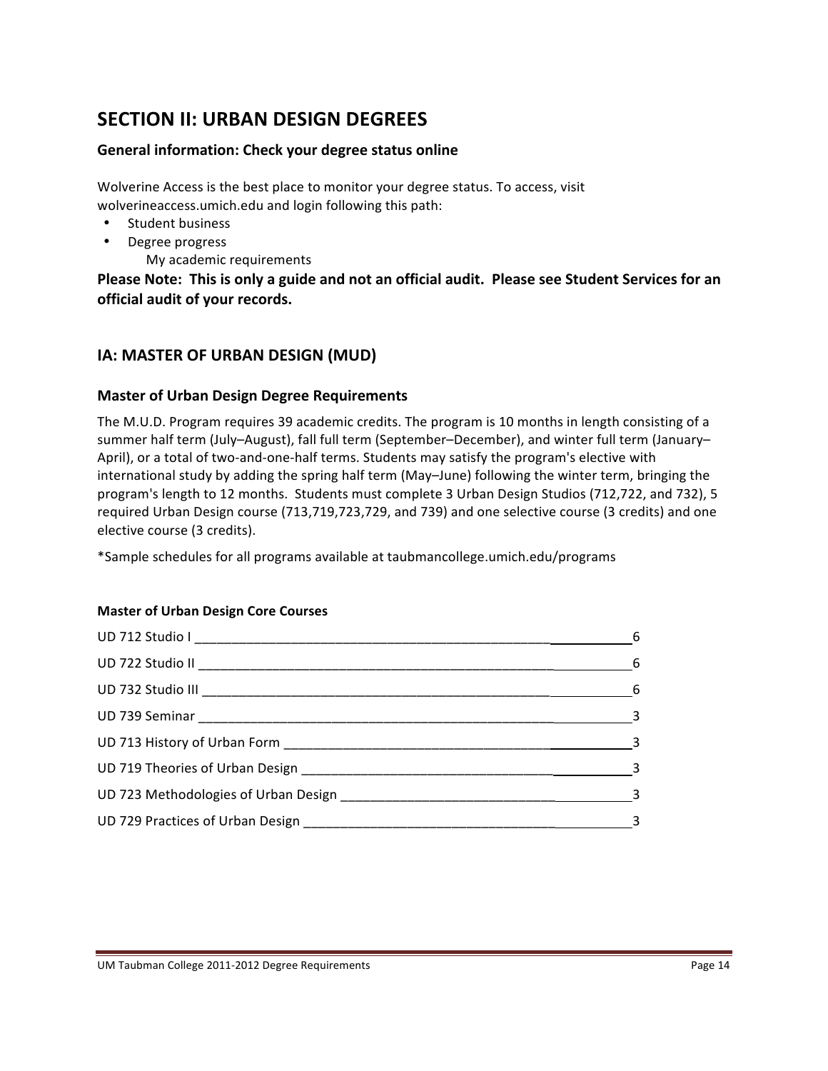## SECTION II: URBAN DESIGN DEGREES

### General information: Check your degree status online

Wolverine Access is the best place to monitor your degree status. To access, visit wolverineaccess.umich.edu and login following this path:

- Student business
- Degree progress
  - My academic requirements

**Please Note: This is only a guide and not an official audit. Please see Student Services for an official audit of your records.**

## IA: MASTER OF URBAN DESIGN (MUD)

### Master of Urban Design Degree Requirements

The M.U.D. Program requires 39 academic credits. The program is 10 months in length consisting of a summer half term (July–August), fall full term (September–December), and winter full term (January–April), or a total of two-and-one-half terms. Students may satisfy the program's elective with international study by adding the spring half term (May–June) following the winter term, bringing the program's length to 12 months. Students must complete 3 Urban Design Studios (712,722, and 732), 5 required Urban Design course (713,719,723,729, and 739) and one selective course (3 credits) and one elective course (3 credits).

*Sample schedules for all programs available at taubmancollege.umich.edu/programs

**Master of Urban Design Core Courses**

| Course | Credits |
|---|---|
| UD 712 Studio I | 6 |
| UD 722 Studio II | 6 |
| UD 732 Studio III | 6 |
| UD 739 Seminar | 3 |
| UD 713 History of Urban Form | 3 |
| UD 719 Theories of Urban Design | 3 |
| UD 723 Methodologies of Urban Design | 3 |
| UD 729 Practices of Urban Design | 3 |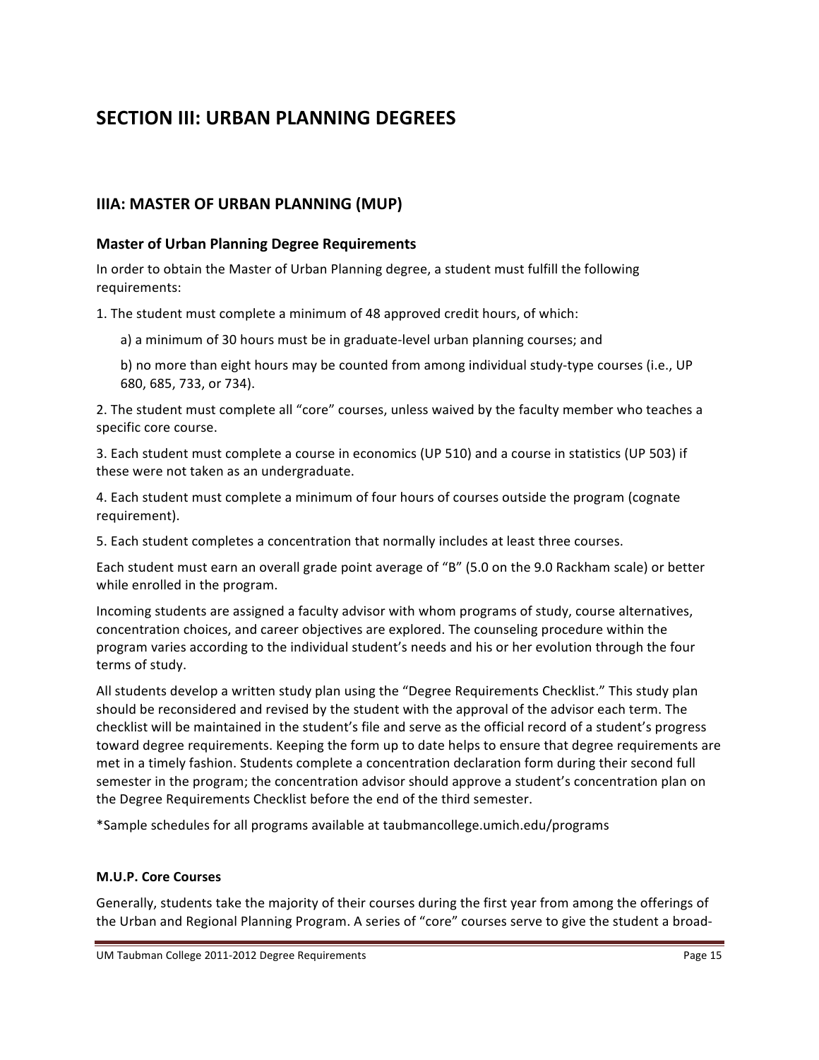# SECTION III: URBAN PLANNING DEGREES

## IIIA: MASTER OF URBAN PLANNING (MUP)

### Master of Urban Planning Degree Requirements

In order to obtain the Master of Urban Planning degree, a student must fulfill the following requirements:

1. The student must complete a minimum of 48 approved credit hours, of which:

   a) a minimum of 30 hours must be in graduate-level urban planning courses; and

   b) no more than eight hours may be counted from among individual study-type courses (i.e., UP 680, 685, 733, or 734).

2. The student must complete all "core" courses, unless waived by the faculty member who teaches a specific core course.

3. Each student must complete a course in economics (UP 510) and a course in statistics (UP 503) if these were not taken as an undergraduate.

4. Each student must complete a minimum of four hours of courses outside the program (cognate requirement).

5. Each student completes a concentration that normally includes at least three courses.

Each student must earn an overall grade point average of "B" (5.0 on the 9.0 Rackham scale) or better while enrolled in the program.

Incoming students are assigned a faculty advisor with whom programs of study, course alternatives, concentration choices, and career objectives are explored. The counseling procedure within the program varies according to the individual student's needs and his or her evolution through the four terms of study.

All students develop a written study plan using the "Degree Requirements Checklist." This study plan should be reconsidered and revised by the student with the approval of the advisor each term. The checklist will be maintained in the student's file and serve as the official record of a student's progress toward degree requirements. Keeping the form up to date helps to ensure that degree requirements are met in a timely fashion. Students complete a concentration declaration form during their second full semester in the program; the concentration advisor should approve a student's concentration plan on the Degree Requirements Checklist before the end of the third semester.

*Sample schedules for all programs available at taubmancollege.umich.edu/programs

#### M.U.P. Core Courses

Generally, students take the majority of their courses during the first year from among the offerings of the Urban and Regional Planning Program. A series of "core" courses serve to give the student a broad-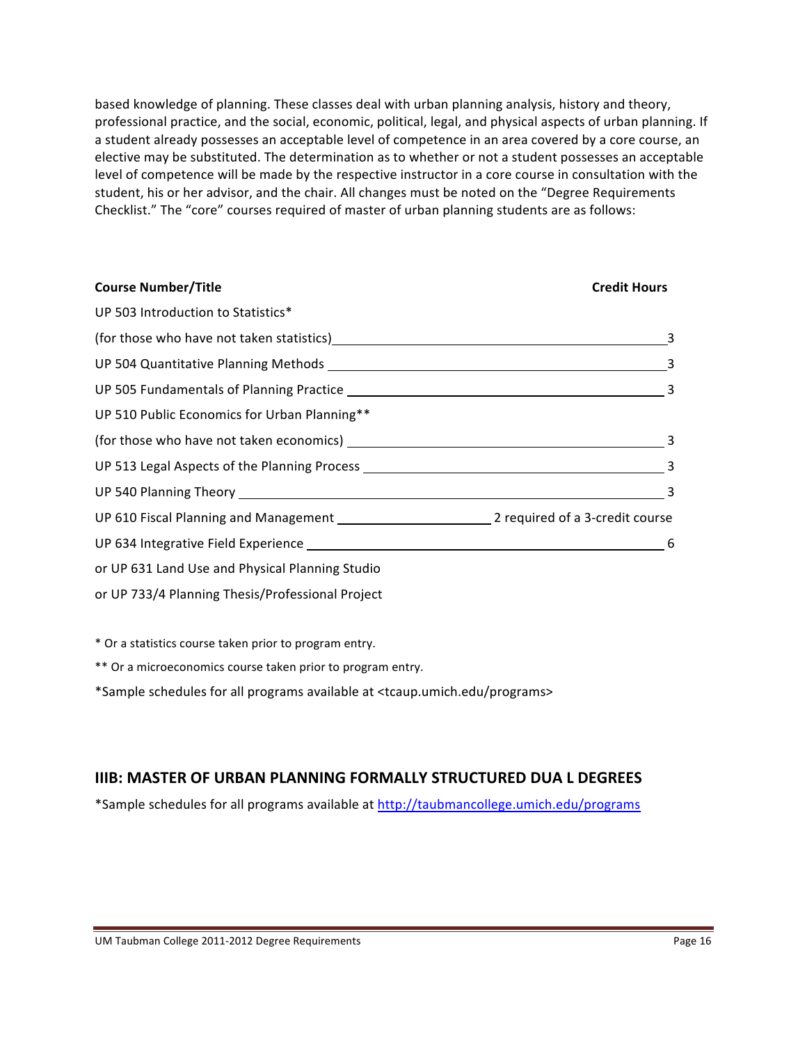based knowledge of planning. These classes deal with urban planning analysis, history and theory, professional practice, and the social, economic, political, legal, and physical aspects of urban planning. If a student already possesses an acceptable level of competence in an area covered by a core course, an elective may be substituted. The determination as to whether or not a student possesses an acceptable level of competence will be made by the respective instructor in a core course in consultation with the student, his or her advisor, and the chair. All changes must be noted on the "Degree Requirements Checklist." The "core" courses required of master of urban planning students are as follows:

| Course Number/Title | Credit Hours |
| --- | --- |
| UP 503 Introduction to Statistics* (for those who have not taken statistics) | 3 |
| UP 504 Quantitative Planning Methods | 3 |
| UP 505 Fundamentals of Planning Practice | 3 |
| UP 510 Public Economics for Urban Planning** (for those who have not taken economics) | 3 |
| UP 513 Legal Aspects of the Planning Process | 3 |
| UP 540 Planning Theory | 3 |
| UP 610 Fiscal Planning and Management | 2 required of a 3-credit course |
| UP 634 Integrative Field Experience or UP 631 Land Use and Physical Planning Studio or UP 733/4 Planning Thesis/Professional Project | 6 |

* Or a statistics course taken prior to program entry.

** Or a microeconomics course taken prior to program entry.

*Sample schedules for all programs available at <tcaup.umich.edu/programs>

## IIIB: MASTER OF URBAN PLANNING FORMALLY STRUCTURED DUA L DEGREES

*Sample schedules for all programs available at http://taubmancollege.umich.edu/programs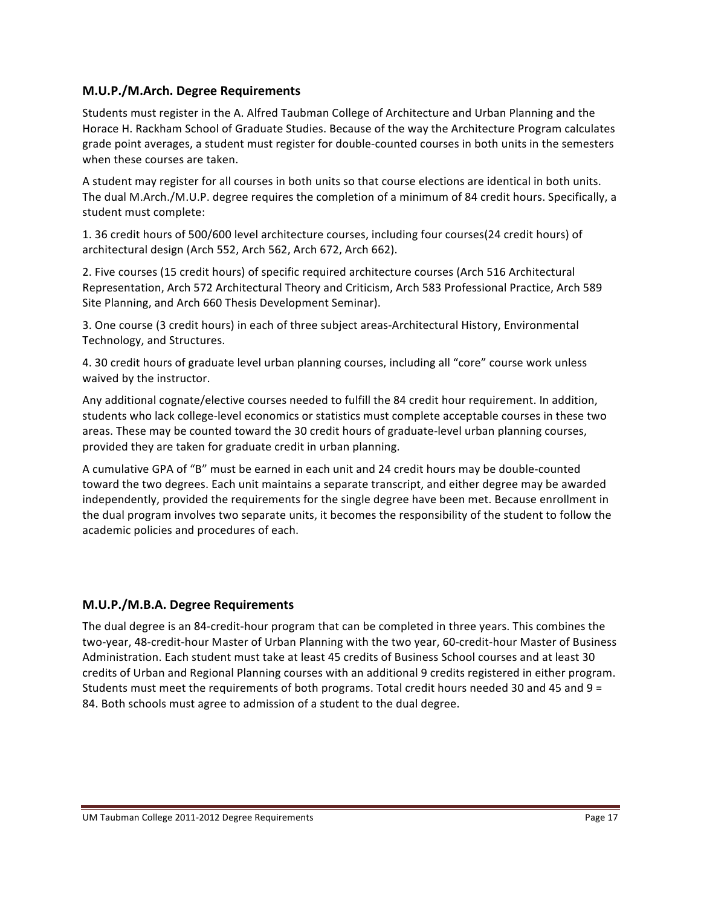## M.U.P./M.Arch. Degree Requirements

Students must register in the A. Alfred Taubman College of Architecture and Urban Planning and the Horace H. Rackham School of Graduate Studies. Because of the way the Architecture Program calculates grade point averages, a student must register for double-counted courses in both units in the semesters when these courses are taken.

A student may register for all courses in both units so that course elections are identical in both units. The dual M.Arch./M.U.P. degree requires the completion of a minimum of 84 credit hours. Specifically, a student must complete:

1. 36 credit hours of 500/600 level architecture courses, including four courses(24 credit hours) of architectural design (Arch 552, Arch 562, Arch 672, Arch 662).

2. Five courses (15 credit hours) of specific required architecture courses (Arch 516 Architectural Representation, Arch 572 Architectural Theory and Criticism, Arch 583 Professional Practice, Arch 589 Site Planning, and Arch 660 Thesis Development Seminar).

3. One course (3 credit hours) in each of three subject areas-Architectural History, Environmental Technology, and Structures.

4. 30 credit hours of graduate level urban planning courses, including all "core" course work unless waived by the instructor.

Any additional cognate/elective courses needed to fulfill the 84 credit hour requirement. In addition, students who lack college-level economics or statistics must complete acceptable courses in these two areas. These may be counted toward the 30 credit hours of graduate-level urban planning courses, provided they are taken for graduate credit in urban planning.

A cumulative GPA of "B" must be earned in each unit and 24 credit hours may be double-counted toward the two degrees. Each unit maintains a separate transcript, and either degree may be awarded independently, provided the requirements for the single degree have been met. Because enrollment in the dual program involves two separate units, it becomes the responsibility of the student to follow the academic policies and procedures of each.

## M.U.P./M.B.A. Degree Requirements

The dual degree is an 84-credit-hour program that can be completed in three years. This combines the two-year, 48-credit-hour Master of Urban Planning with the two year, 60-credit-hour Master of Business Administration. Each student must take at least 45 credits of Business School courses and at least 30 credits of Urban and Regional Planning courses with an additional 9 credits registered in either program. Students must meet the requirements of both programs. Total credit hours needed 30 and 45 and 9 = 84. Both schools must agree to admission of a student to the dual degree.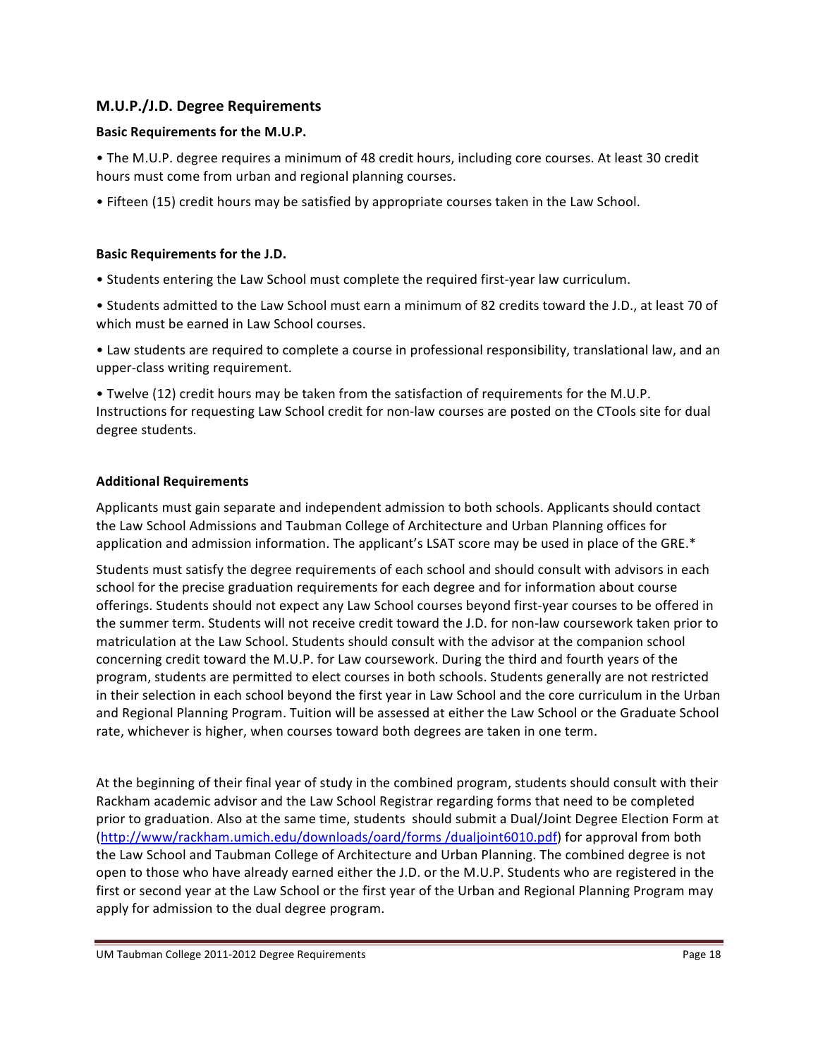## M.U.P./J.D. Degree Requirements

### Basic Requirements for the M.U.P.

- The M.U.P. degree requires a minimum of 48 credit hours, including core courses. At least 30 credit hours must come from urban and regional planning courses.
- Fifteen (15) credit hours may be satisfied by appropriate courses taken in the Law School.

### Basic Requirements for the J.D.

- Students entering the Law School must complete the required first-year law curriculum.
- Students admitted to the Law School must earn a minimum of 82 credits toward the J.D., at least 70 of which must be earned in Law School courses.
- Law students are required to complete a course in professional responsibility, translational law, and an upper-class writing requirement.
- Twelve (12) credit hours may be taken from the satisfaction of requirements for the M.U.P. Instructions for requesting Law School credit for non-law courses are posted on the CTools site for dual degree students.

### Additional Requirements

Applicants must gain separate and independent admission to both schools. Applicants should contact the Law School Admissions and Taubman College of Architecture and Urban Planning offices for application and admission information. The applicant's LSAT score may be used in place of the GRE.*

Students must satisfy the degree requirements of each school and should consult with advisors in each school for the precise graduation requirements for each degree and for information about course offerings. Students should not expect any Law School courses beyond first-year courses to be offered in the summer term. Students will not receive credit toward the J.D. for non-law coursework taken prior to matriculation at the Law School. Students should consult with the advisor at the companion school concerning credit toward the M.U.P. for Law coursework. During the third and fourth years of the program, students are permitted to elect courses in both schools. Students generally are not restricted in their selection in each school beyond the first year in Law School and the core curriculum in the Urban and Regional Planning Program. Tuition will be assessed at either the Law School or the Graduate School rate, whichever is higher, when courses toward both degrees are taken in one term.

At the beginning of their final year of study in the combined program, students should consult with their Rackham academic advisor and the Law School Registrar regarding forms that need to be completed prior to graduation. Also at the same time, students should submit a Dual/Joint Degree Election Form at (http://www/rackham.umich.edu/downloads/oard/forms /dualjoint6010.pdf) for approval from both the Law School and Taubman College of Architecture and Urban Planning. The combined degree is not open to those who have already earned either the J.D. or the M.U.P. Students who are registered in the first or second year at the Law School or the first year of the Urban and Regional Planning Program may apply for admission to the dual degree program.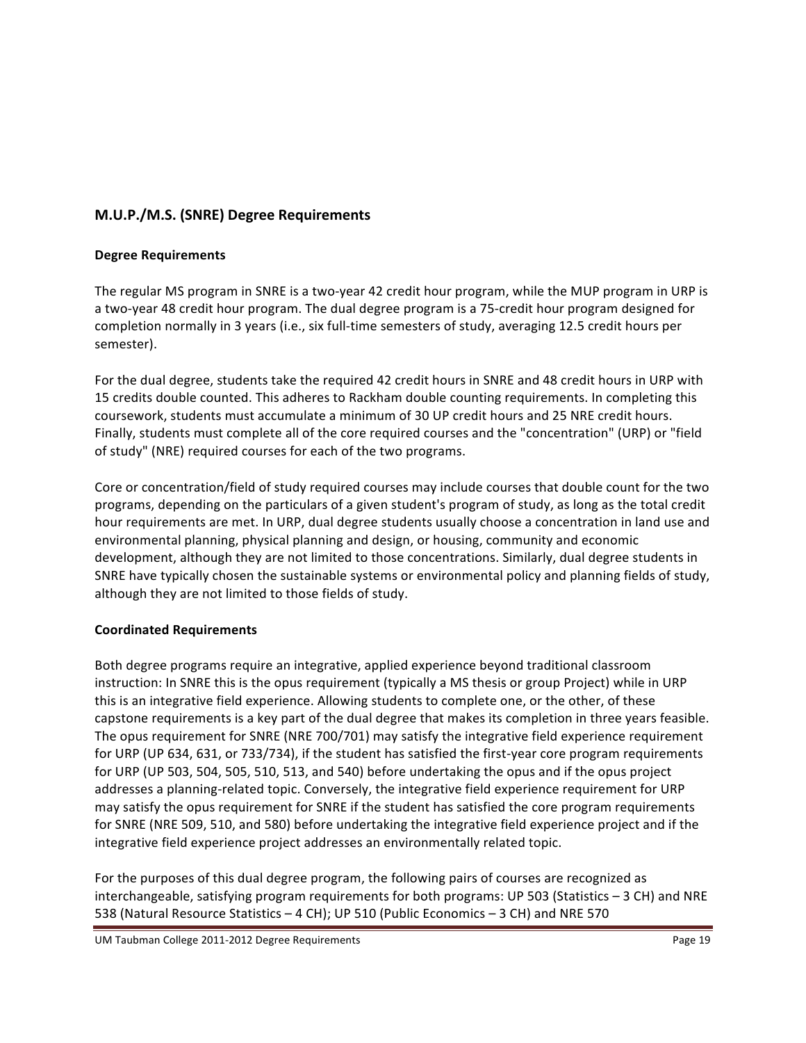## M.U.P./M.S. (SNRE) Degree Requirements

### Degree Requirements

The regular MS program in SNRE is a two-year 42 credit hour program, while the MUP program in URP is a two-year 48 credit hour program. The dual degree program is a 75-credit hour program designed for completion normally in 3 years (i.e., six full-time semesters of study, averaging 12.5 credit hours per semester).

For the dual degree, students take the required 42 credit hours in SNRE and 48 credit hours in URP with 15 credits double counted. This adheres to Rackham double counting requirements. In completing this coursework, students must accumulate a minimum of 30 UP credit hours and 25 NRE credit hours. Finally, students must complete all of the core required courses and the "concentration" (URP) or "field of study" (NRE) required courses for each of the two programs.

Core or concentration/field of study required courses may include courses that double count for the two programs, depending on the particulars of a given student's program of study, as long as the total credit hour requirements are met. In URP, dual degree students usually choose a concentration in land use and environmental planning, physical planning and design, or housing, community and economic development, although they are not limited to those concentrations. Similarly, dual degree students in SNRE have typically chosen the sustainable systems or environmental policy and planning fields of study, although they are not limited to those fields of study.

### Coordinated Requirements

Both degree programs require an integrative, applied experience beyond traditional classroom instruction: In SNRE this is the opus requirement (typically a MS thesis or group Project) while in URP this is an integrative field experience. Allowing students to complete one, or the other, of these capstone requirements is a key part of the dual degree that makes its completion in three years feasible. The opus requirement for SNRE (NRE 700/701) may satisfy the integrative field experience requirement for URP (UP 634, 631, or 733/734), if the student has satisfied the first-year core program requirements for URP (UP 503, 504, 505, 510, 513, and 540) before undertaking the opus and if the opus project addresses a planning-related topic. Conversely, the integrative field experience requirement for URP may satisfy the opus requirement for SNRE if the student has satisfied the core program requirements for SNRE (NRE 509, 510, and 580) before undertaking the integrative field experience project and if the integrative field experience project addresses an environmentally related topic.

For the purposes of this dual degree program, the following pairs of courses are recognized as interchangeable, satisfying program requirements for both programs: UP 503 (Statistics – 3 CH) and NRE 538 (Natural Resource Statistics – 4 CH); UP 510 (Public Economics – 3 CH) and NRE 570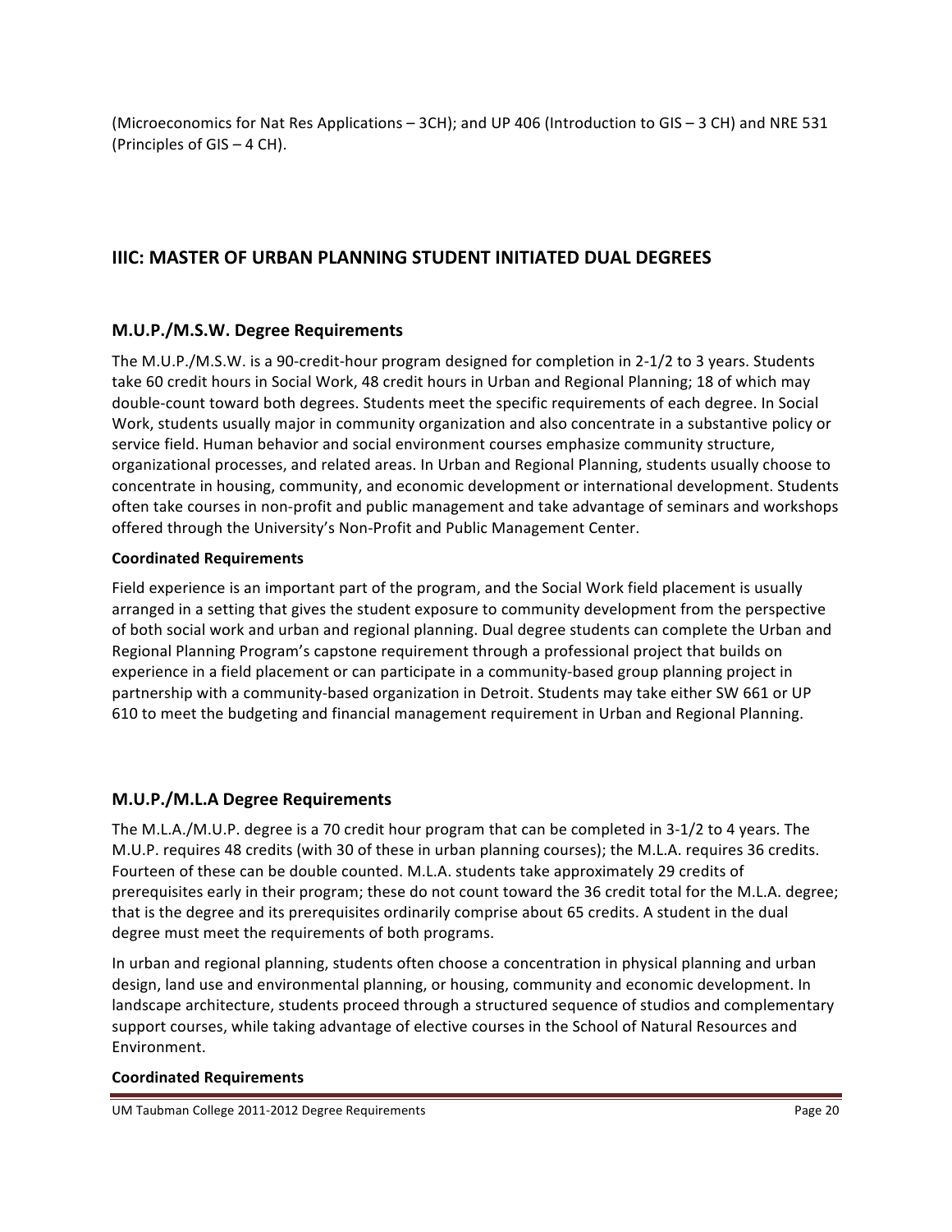(Microeconomics for Nat Res Applications – 3CH); and UP 406 (Introduction to GIS – 3 CH) and NRE 531 (Principles of GIS – 4 CH).

## IIIC: MASTER OF URBAN PLANNING STUDENT INITIATED DUAL DEGREES

### M.U.P./M.S.W. Degree Requirements

The M.U.P./M.S.W. is a 90-credit-hour program designed for completion in 2-1/2 to 3 years. Students take 60 credit hours in Social Work, 48 credit hours in Urban and Regional Planning; 18 of which may double-count toward both degrees. Students meet the specific requirements of each degree. In Social Work, students usually major in community organization and also concentrate in a substantive policy or service field. Human behavior and social environment courses emphasize community structure, organizational processes, and related areas. In Urban and Regional Planning, students usually choose to concentrate in housing, community, and economic development or international development. Students often take courses in non-profit and public management and take advantage of seminars and workshops offered through the University's Non-Profit and Public Management Center.

**Coordinated Requirements**

Field experience is an important part of the program, and the Social Work field placement is usually arranged in a setting that gives the student exposure to community development from the perspective of both social work and urban and regional planning. Dual degree students can complete the Urban and Regional Planning Program's capstone requirement through a professional project that builds on experience in a field placement or can participate in a community-based group planning project in partnership with a community-based organization in Detroit. Students may take either SW 661 or UP 610 to meet the budgeting and financial management requirement in Urban and Regional Planning.

### M.U.P./M.L.A Degree Requirements

The M.L.A./M.U.P. degree is a 70 credit hour program that can be completed in 3-1/2 to 4 years. The M.U.P. requires 48 credits (with 30 of these in urban planning courses); the M.L.A. requires 36 credits. Fourteen of these can be double counted. M.L.A. students take approximately 29 credits of prerequisites early in their program; these do not count toward the 36 credit total for the M.L.A. degree; that is the degree and its prerequisites ordinarily comprise about 65 credits. A student in the dual degree must meet the requirements of both programs.

In urban and regional planning, students often choose a concentration in physical planning and urban design, land use and environmental planning, or housing, community and economic development. In landscape architecture, students proceed through a structured sequence of studios and complementary support courses, while taking advantage of elective courses in the School of Natural Resources and Environment.

**Coordinated Requirements**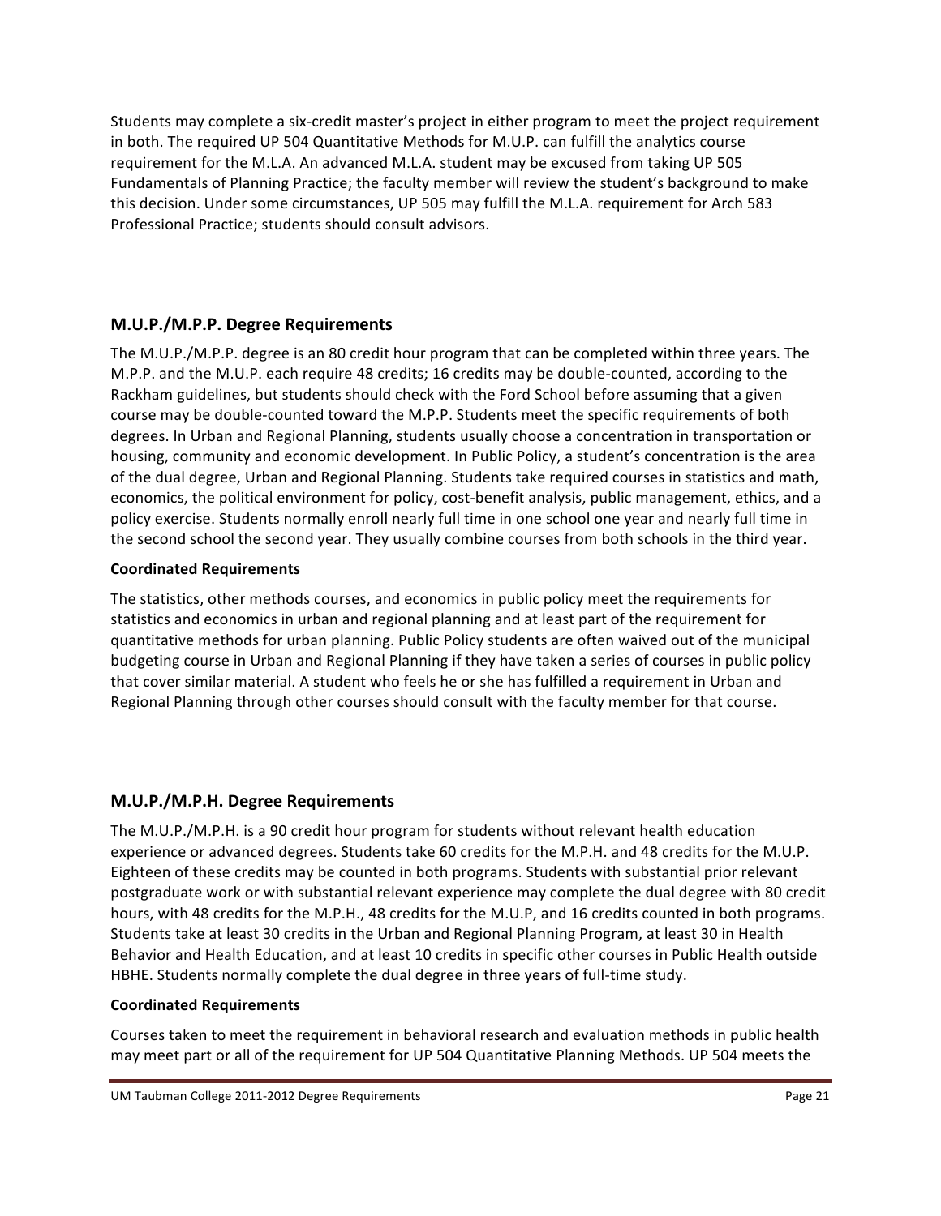Students may complete a six-credit master's project in either program to meet the project requirement in both. The required UP 504 Quantitative Methods for M.U.P. can fulfill the analytics course requirement for the M.L.A. An advanced M.L.A. student may be excused from taking UP 505 Fundamentals of Planning Practice; the faculty member will review the student's background to make this decision. Under some circumstances, UP 505 may fulfill the M.L.A. requirement for Arch 583 Professional Practice; students should consult advisors.

## M.U.P./M.P.P. Degree Requirements

The M.U.P./M.P.P. degree is an 80 credit hour program that can be completed within three years. The M.P.P. and the M.U.P. each require 48 credits; 16 credits may be double-counted, according to the Rackham guidelines, but students should check with the Ford School before assuming that a given course may be double-counted toward the M.P.P. Students meet the specific requirements of both degrees. In Urban and Regional Planning, students usually choose a concentration in transportation or housing, community and economic development. In Public Policy, a student's concentration is the area of the dual degree, Urban and Regional Planning. Students take required courses in statistics and math, economics, the political environment for policy, cost-benefit analysis, public management, ethics, and a policy exercise. Students normally enroll nearly full time in one school one year and nearly full time in the second school the second year. They usually combine courses from both schools in the third year.

### Coordinated Requirements

The statistics, other methods courses, and economics in public policy meet the requirements for statistics and economics in urban and regional planning and at least part of the requirement for quantitative methods for urban planning. Public Policy students are often waived out of the municipal budgeting course in Urban and Regional Planning if they have taken a series of courses in public policy that cover similar material. A student who feels he or she has fulfilled a requirement in Urban and Regional Planning through other courses should consult with the faculty member for that course.

## M.U.P./M.P.H. Degree Requirements

The M.U.P./M.P.H. is a 90 credit hour program for students without relevant health education experience or advanced degrees. Students take 60 credits for the M.P.H. and 48 credits for the M.U.P. Eighteen of these credits may be counted in both programs. Students with substantial prior relevant postgraduate work or with substantial relevant experience may complete the dual degree with 80 credit hours, with 48 credits for the M.P.H., 48 credits for the M.U.P, and 16 credits counted in both programs. Students take at least 30 credits in the Urban and Regional Planning Program, at least 30 in Health Behavior and Health Education, and at least 10 credits in specific other courses in Public Health outside HBHE. Students normally complete the dual degree in three years of full-time study.

### Coordinated Requirements

Courses taken to meet the requirement in behavioral research and evaluation methods in public health may meet part or all of the requirement for UP 504 Quantitative Planning Methods. UP 504 meets the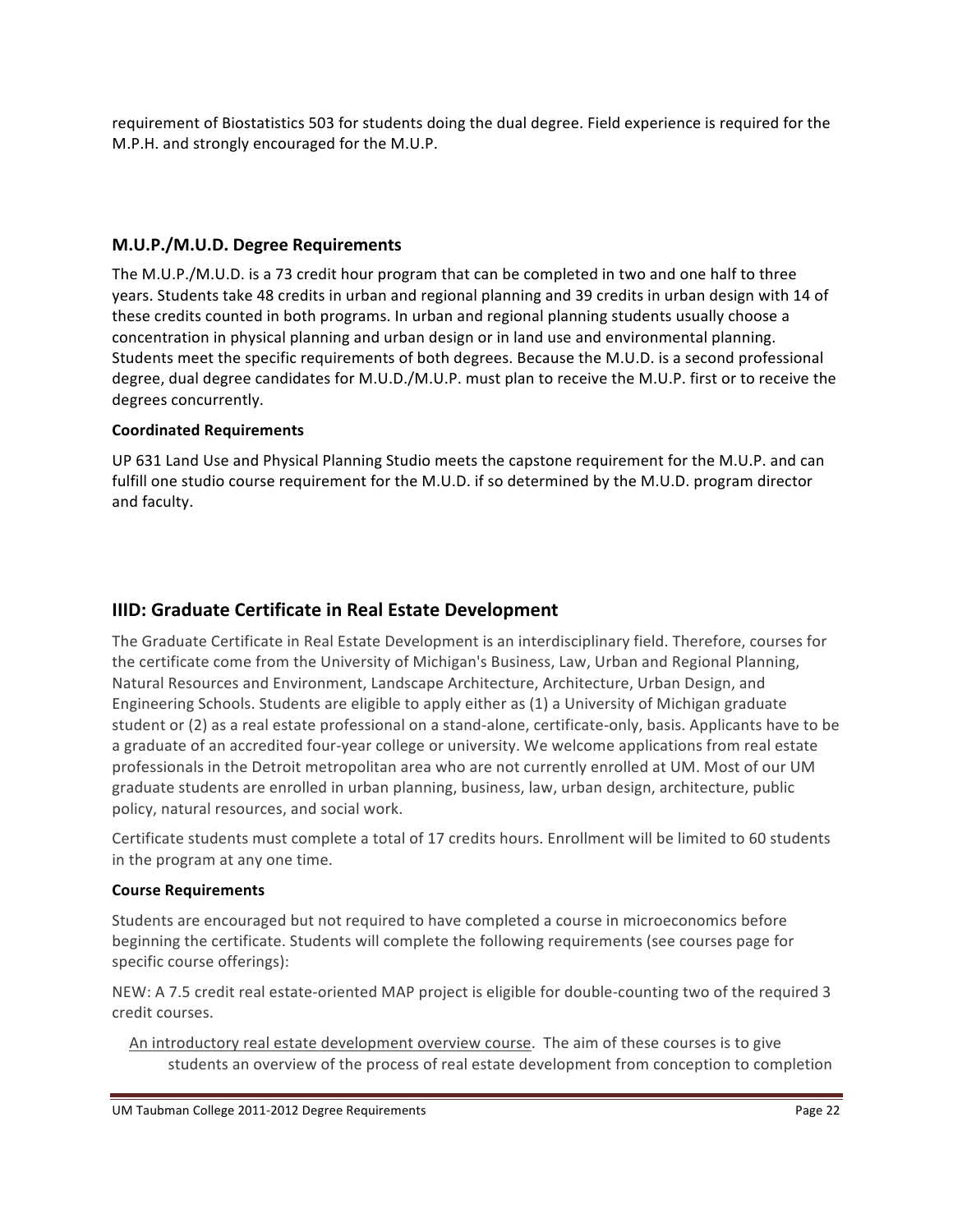requirement of Biostatistics 503 for students doing the dual degree. Field experience is required for the M.P.H. and strongly encouraged for the M.U.P.

### M.U.P./M.U.D. Degree Requirements

The M.U.P./M.U.D. is a 73 credit hour program that can be completed in two and one half to three years. Students take 48 credits in urban and regional planning and 39 credits in urban design with 14 of these credits counted in both programs. In urban and regional planning students usually choose a concentration in physical planning and urban design or in land use and environmental planning. Students meet the specific requirements of both degrees. Because the M.U.D. is a second professional degree, dual degree candidates for M.U.D./M.U.P. must plan to receive the M.U.P. first or to receive the degrees concurrently.

**Coordinated Requirements**

UP 631 Land Use and Physical Planning Studio meets the capstone requirement for the M.U.P. and can fulfill one studio course requirement for the M.U.D. if so determined by the M.U.D. program director and faculty.

## IIID: Graduate Certificate in Real Estate Development

The Graduate Certificate in Real Estate Development is an interdisciplinary field. Therefore, courses for the certificate come from the University of Michigan's Business, Law, Urban and Regional Planning, Natural Resources and Environment, Landscape Architecture, Architecture, Urban Design, and Engineering Schools. Students are eligible to apply either as (1) a University of Michigan graduate student or (2) as a real estate professional on a stand-alone, certificate-only, basis. Applicants have to be a graduate of an accredited four-year college or university. We welcome applications from real estate professionals in the Detroit metropolitan area who are not currently enrolled at UM. Most of our UM graduate students are enrolled in urban planning, business, law, urban design, architecture, public policy, natural resources, and social work.

Certificate students must complete a total of 17 credits hours. Enrollment will be limited to 60 students in the program at any one time.

**Course Requirements**

Students are encouraged but not required to have completed a course in microeconomics before beginning the certificate. Students will complete the following requirements (see courses page for specific course offerings):

NEW: A 7.5 credit real estate-oriented MAP project is eligible for double-counting two of the required 3 credit courses.

An introductory real estate development overview course. The aim of these courses is to give students an overview of the process of real estate development from conception to completion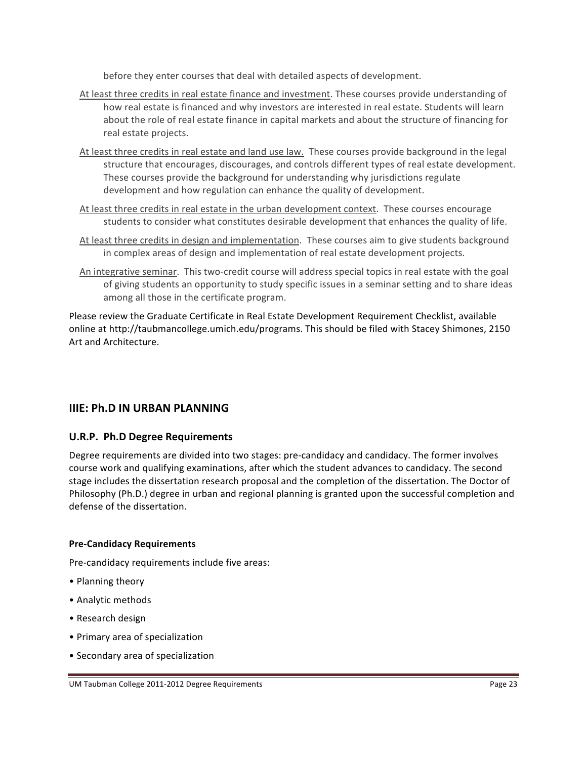before they enter courses that deal with detailed aspects of development.

At least three credits in real estate finance and investment. These courses provide understanding of how real estate is financed and why investors are interested in real estate. Students will learn about the role of real estate finance in capital markets and about the structure of financing for real estate projects.

At least three credits in real estate and land use law. These courses provide background in the legal structure that encourages, discourages, and controls different types of real estate development. These courses provide the background for understanding why jurisdictions regulate development and how regulation can enhance the quality of development.

At least three credits in real estate in the urban development context. These courses encourage students to consider what constitutes desirable development that enhances the quality of life.

At least three credits in design and implementation. These courses aim to give students background in complex areas of design and implementation of real estate development projects.

An integrative seminar. This two-credit course will address special topics in real estate with the goal of giving students an opportunity to study specific issues in a seminar setting and to share ideas among all those in the certificate program.

Please review the Graduate Certificate in Real Estate Development Requirement Checklist, available online at http://taubmancollege.umich.edu/programs. This should be filed with Stacey Shimones, 2150 Art and Architecture.

## IIIE: Ph.D IN URBAN PLANNING

### U.R.P. Ph.D Degree Requirements

Degree requirements are divided into two stages: pre-candidacy and candidacy. The former involves course work and qualifying examinations, after which the student advances to candidacy. The second stage includes the dissertation research proposal and the completion of the dissertation. The Doctor of Philosophy (Ph.D.) degree in urban and regional planning is granted upon the successful completion and defense of the dissertation.

#### Pre-Candidacy Requirements

Pre-candidacy requirements include five areas:

- Planning theory
- Analytic methods
- Research design
- Primary area of specialization
- Secondary area of specialization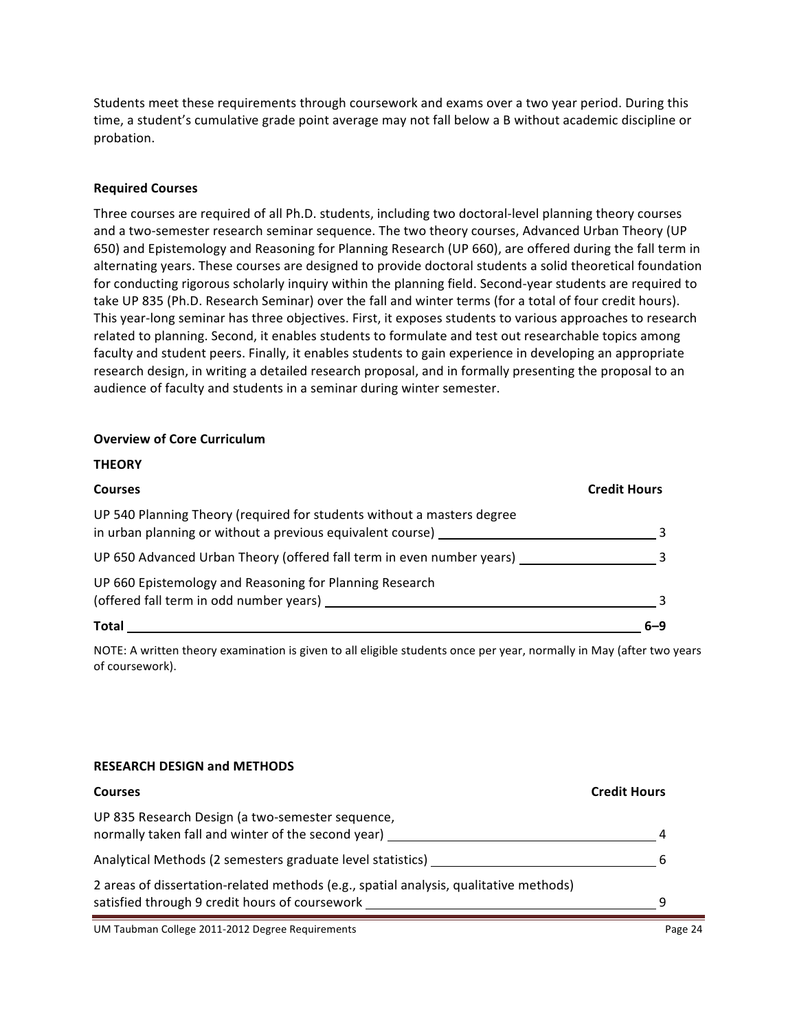Students meet these requirements through coursework and exams over a two year period. During this time, a student's cumulative grade point average may not fall below a B without academic discipline or probation.

**Required Courses**

Three courses are required of all Ph.D. students, including two doctoral-level planning theory courses and a two-semester research seminar sequence. The two theory courses, Advanced Urban Theory (UP 650) and Epistemology and Reasoning for Planning Research (UP 660), are offered during the fall term in alternating years. These courses are designed to provide doctoral students a solid theoretical foundation for conducting rigorous scholarly inquiry within the planning field. Second-year students are required to take UP 835 (Ph.D. Research Seminar) over the fall and winter terms (for a total of four credit hours). This year-long seminar has three objectives. First, it exposes students to various approaches to research related to planning. Second, it enables students to formulate and test out researchable topics among faculty and student peers. Finally, it enables students to gain experience in developing an appropriate research design, in writing a detailed research proposal, and in formally presenting the proposal to an audience of faculty and students in a seminar during winter semester.

**Overview of Core Curriculum**

**THEORY**

| **Courses** | **Credit Hours** |
|---|---|
| UP 540 Planning Theory (required for students without a masters degree in urban planning or without a previous equivalent course) | 3 |
| UP 650 Advanced Urban Theory (offered fall term in even number years) | 3 |
| UP 660 Epistemology and Reasoning for Planning Research (offered fall term in odd number years) | 3 |
| **Total** | **6–9** |

NOTE: A written theory examination is given to all eligible students once per year, normally in May (after two years of coursework).

**RESEARCH DESIGN and METHODS**

| **Courses** | **Credit Hours** |
|---|---|
| UP 835 Research Design (a two-semester sequence, normally taken fall and winter of the second year) | 4 |
| Analytical Methods (2 semesters graduate level statistics) | 6 |
| 2 areas of dissertation-related methods (e.g., spatial analysis, qualitative methods) satisfied through 9 credit hours of coursework | 9 |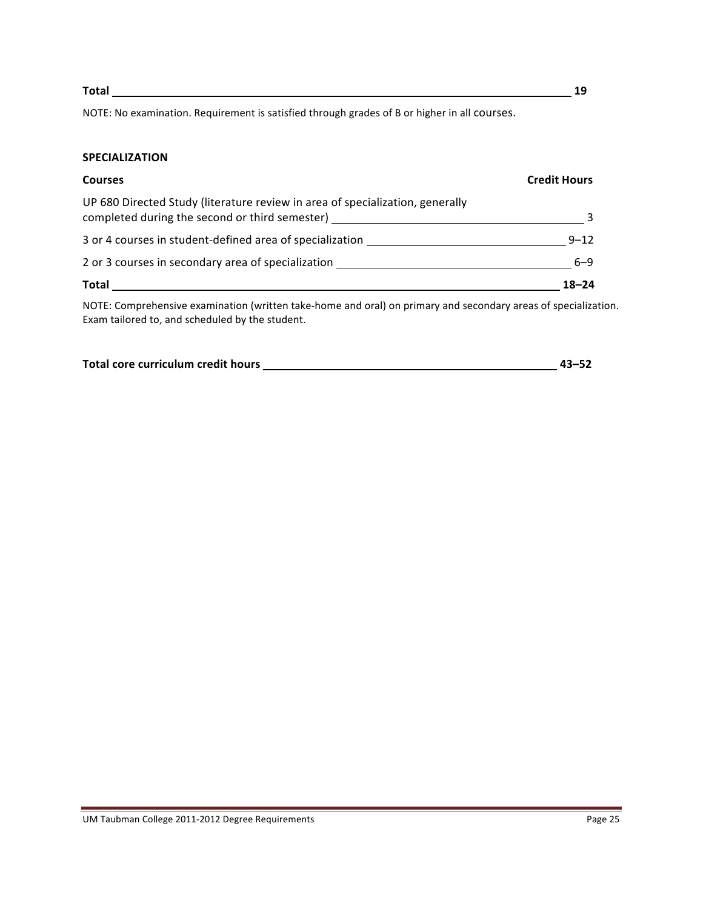| | |
|---|---|
| **Total** | **19** |

NOTE: No examination. Requirement is satisfied through grades of B or higher in all courses.

**SPECIALIZATION**

| **Courses** | **Credit Hours** |
|---|---|
| UP 680 Directed Study (literature review in area of specialization, generally completed during the second or third semester) | 3 |
| 3 or 4 courses in student-defined area of specialization | 9–12 |
| 2 or 3 courses in secondary area of specialization | 6–9 |
| **Total** | **18–24** |

NOTE: Comprehensive examination (written take-home and oral) on primary and secondary areas of specialization. Exam tailored to, and scheduled by the student.

| | |
|---|---|
| **Total core curriculum credit hours** | **43–52** |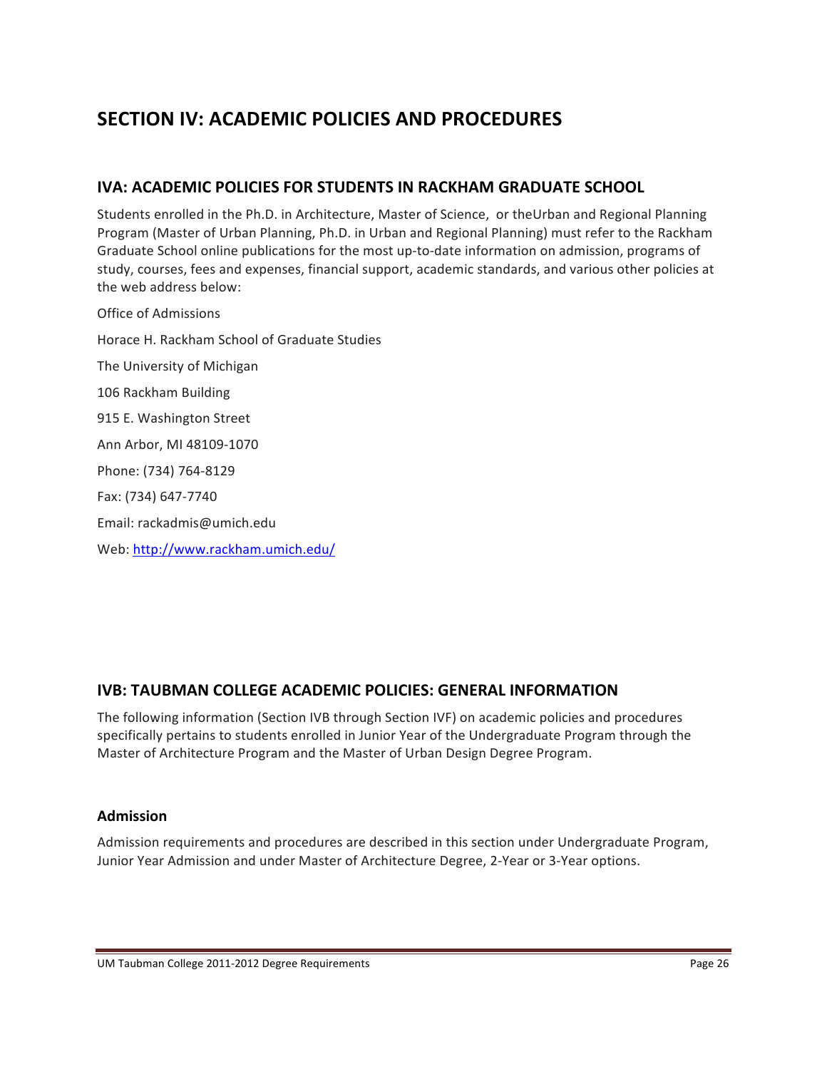# SECTION IV: ACADEMIC POLICIES AND PROCEDURES

## IVA: ACADEMIC POLICIES FOR STUDENTS IN RACKHAM GRADUATE SCHOOL

Students enrolled in the Ph.D. in Architecture, Master of Science, or theUrban and Regional Planning Program (Master of Urban Planning, Ph.D. in Urban and Regional Planning) must refer to the Rackham Graduate School online publications for the most up-to-date information on admission, programs of study, courses, fees and expenses, financial support, academic standards, and various other policies at the web address below:

Office of Admissions

Horace H. Rackham School of Graduate Studies

The University of Michigan

106 Rackham Building

915 E. Washington Street

Ann Arbor, MI 48109-1070

Phone: (734) 764-8129

Fax: (734) 647-7740

Email: rackadmis@umich.edu

Web: http://www.rackham.umich.edu/

## IVB: TAUBMAN COLLEGE ACADEMIC POLICIES: GENERAL INFORMATION

The following information (Section IVB through Section IVF) on academic policies and procedures specifically pertains to students enrolled in Junior Year of the Undergraduate Program through the Master of Architecture Program and the Master of Urban Design Degree Program.

### Admission

Admission requirements and procedures are described in this section under Undergraduate Program, Junior Year Admission and under Master of Architecture Degree, 2-Year or 3-Year options.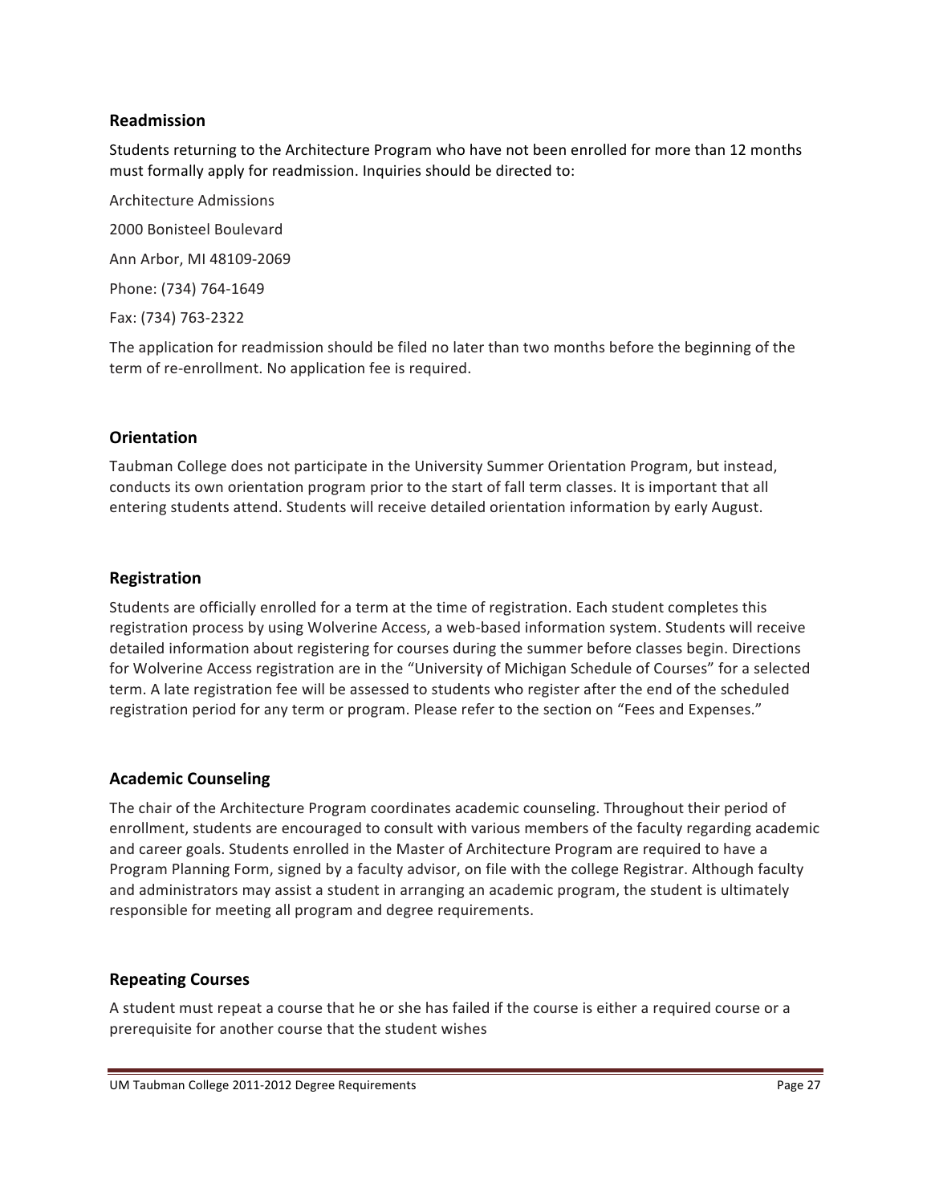## Readmission

Students returning to the Architecture Program who have not been enrolled for more than 12 months must formally apply for readmission. Inquiries should be directed to:

Architecture Admissions

2000 Bonisteel Boulevard

Ann Arbor, MI 48109-2069

Phone: (734) 764-1649

Fax: (734) 763-2322

The application for readmission should be filed no later than two months before the beginning of the term of re-enrollment. No application fee is required.

## Orientation

Taubman College does not participate in the University Summer Orientation Program, but instead, conducts its own orientation program prior to the start of fall term classes. It is important that all entering students attend. Students will receive detailed orientation information by early August.

## Registration

Students are officially enrolled for a term at the time of registration. Each student completes this registration process by using Wolverine Access, a web-based information system. Students will receive detailed information about registering for courses during the summer before classes begin. Directions for Wolverine Access registration are in the "University of Michigan Schedule of Courses" for a selected term. A late registration fee will be assessed to students who register after the end of the scheduled registration period for any term or program. Please refer to the section on "Fees and Expenses."

## Academic Counseling

The chair of the Architecture Program coordinates academic counseling. Throughout their period of enrollment, students are encouraged to consult with various members of the faculty regarding academic and career goals. Students enrolled in the Master of Architecture Program are required to have a Program Planning Form, signed by a faculty advisor, on file with the college Registrar. Although faculty and administrators may assist a student in arranging an academic program, the student is ultimately responsible for meeting all program and degree requirements.

## Repeating Courses

A student must repeat a course that he or she has failed if the course is either a required course or a prerequisite for another course that the student wishes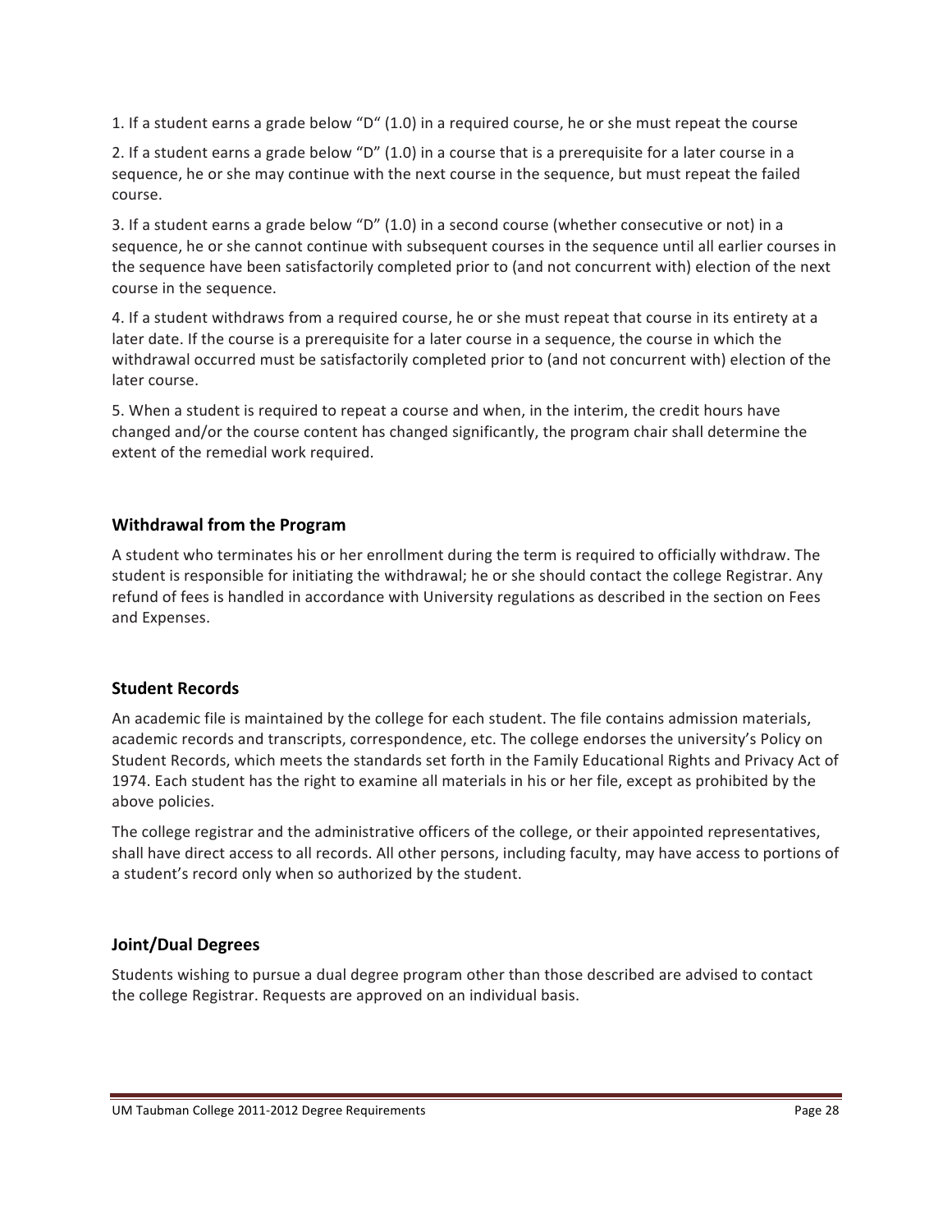1. If a student earns a grade below "D" (1.0) in a required course, he or she must repeat the course

2. If a student earns a grade below "D" (1.0) in a course that is a prerequisite for a later course in a sequence, he or she may continue with the next course in the sequence, but must repeat the failed course.

3. If a student earns a grade below "D" (1.0) in a second course (whether consecutive or not) in a sequence, he or she cannot continue with subsequent courses in the sequence until all earlier courses in the sequence have been satisfactorily completed prior to (and not concurrent with) election of the next course in the sequence.

4. If a student withdraws from a required course, he or she must repeat that course in its entirety at a later date. If the course is a prerequisite for a later course in a sequence, the course in which the withdrawal occurred must be satisfactorily completed prior to (and not concurrent with) election of the later course.

5. When a student is required to repeat a course and when, in the interim, the credit hours have changed and/or the course content has changed significantly, the program chair shall determine the extent of the remedial work required.

## Withdrawal from the Program

A student who terminates his or her enrollment during the term is required to officially withdraw. The student is responsible for initiating the withdrawal; he or she should contact the college Registrar. Any refund of fees is handled in accordance with University regulations as described in the section on Fees and Expenses.

## Student Records

An academic file is maintained by the college for each student. The file contains admission materials, academic records and transcripts, correspondence, etc. The college endorses the university's Policy on Student Records, which meets the standards set forth in the Family Educational Rights and Privacy Act of 1974. Each student has the right to examine all materials in his or her file, except as prohibited by the above policies.

The college registrar and the administrative officers of the college, or their appointed representatives, shall have direct access to all records. All other persons, including faculty, may have access to portions of a student's record only when so authorized by the student.

## Joint/Dual Degrees

Students wishing to pursue a dual degree program other than those described are advised to contact the college Registrar. Requests are approved on an individual basis.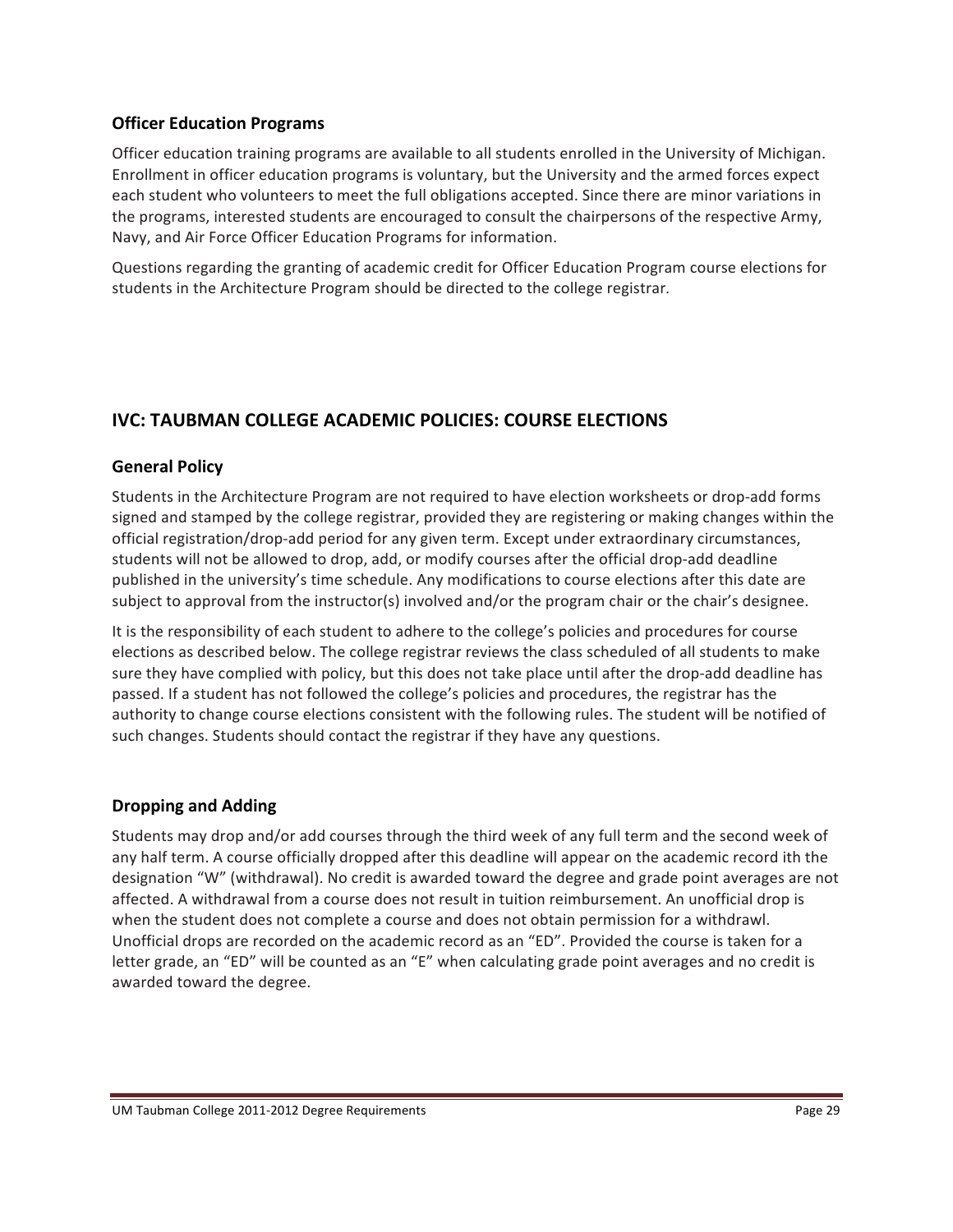### Officer Education Programs

Officer education training programs are available to all students enrolled in the University of Michigan. Enrollment in officer education programs is voluntary, but the University and the armed forces expect each student who volunteers to meet the full obligations accepted. Since there are minor variations in the programs, interested students are encouraged to consult the chairpersons of the respective Army, Navy, and Air Force Officer Education Programs for information.

Questions regarding the granting of academic credit for Officer Education Program course elections for students in the Architecture Program should be directed to the college registrar.

## IVC: TAUBMAN COLLEGE ACADEMIC POLICIES: COURSE ELECTIONS

### General Policy

Students in the Architecture Program are not required to have election worksheets or drop-add forms signed and stamped by the college registrar, provided they are registering or making changes within the official registration/drop-add period for any given term. Except under extraordinary circumstances, students will not be allowed to drop, add, or modify courses after the official drop-add deadline published in the university's time schedule. Any modifications to course elections after this date are subject to approval from the instructor(s) involved and/or the program chair or the chair's designee.

It is the responsibility of each student to adhere to the college's policies and procedures for course elections as described below. The college registrar reviews the class scheduled of all students to make sure they have complied with policy, but this does not take place until after the drop-add deadline has passed. If a student has not followed the college's policies and procedures, the registrar has the authority to change course elections consistent with the following rules. The student will be notified of such changes. Students should contact the registrar if they have any questions.

### Dropping and Adding

Students may drop and/or add courses through the third week of any full term and the second week of any half term. A course officially dropped after this deadline will appear on the academic record ith the designation "W" (withdrawal). No credit is awarded toward the degree and grade point averages are not affected. A withdrawal from a course does not result in tuition reimbursement. An unofficial drop is when the student does not complete a course and does not obtain permission for a withdrawl. Unofficial drops are recorded on the academic record as an "ED". Provided the course is taken for a letter grade, an "ED" will be counted as an "E" when calculating grade point averages and no credit is awarded toward the degree.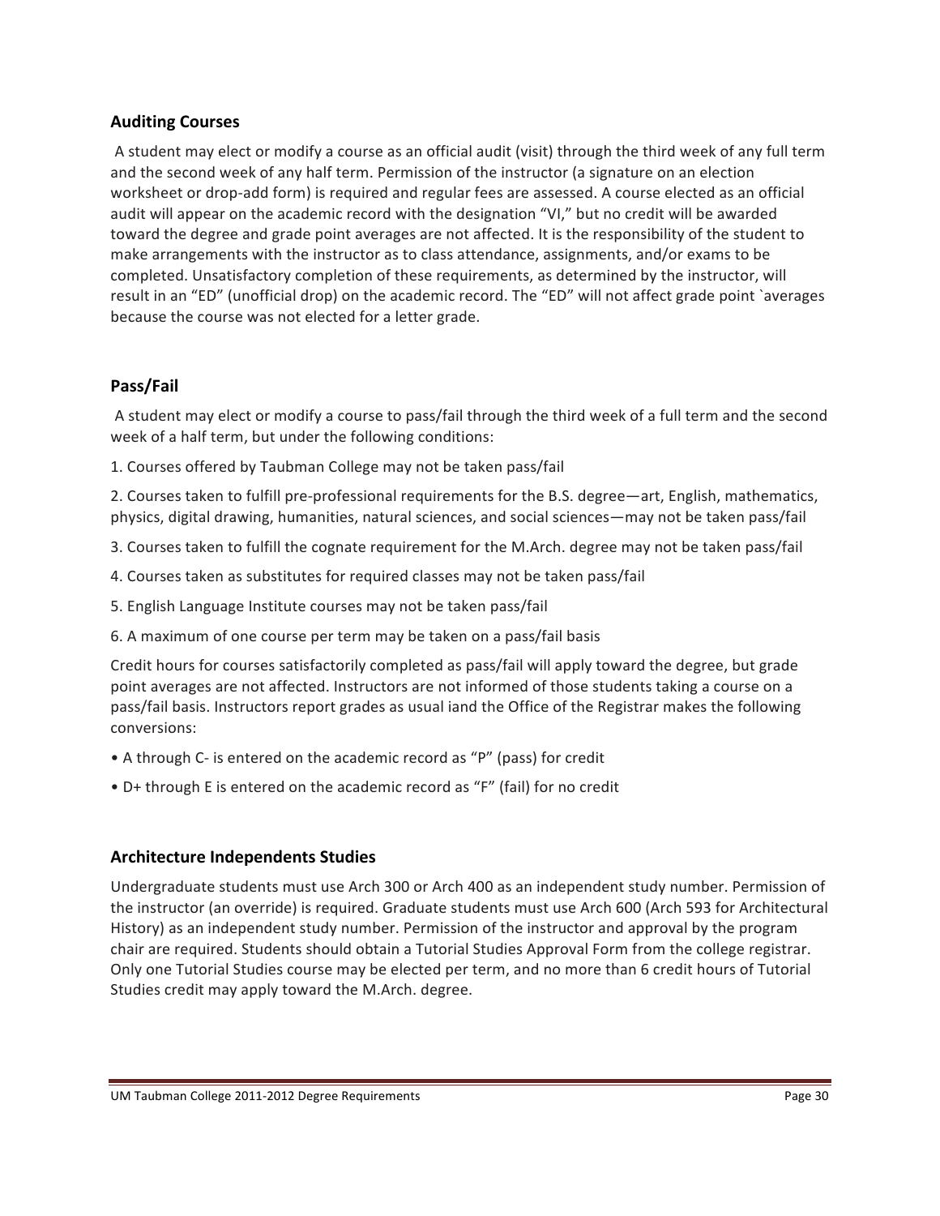## Auditing Courses

A student may elect or modify a course as an official audit (visit) through the third week of any full term and the second week of any half term. Permission of the instructor (a signature on an election worksheet or drop-add form) is required and regular fees are assessed. A course elected as an official audit will appear on the academic record with the designation "VI," but no credit will be awarded toward the degree and grade point averages are not affected. It is the responsibility of the student to make arrangements with the instructor as to class attendance, assignments, and/or exams to be completed. Unsatisfactory completion of these requirements, as determined by the instructor, will result in an "ED" (unofficial drop) on the academic record. The "ED" will not affect grade point `averages because the course was not elected for a letter grade.

## Pass/Fail

A student may elect or modify a course to pass/fail through the third week of a full term and the second week of a half term, but under the following conditions:

1. Courses offered by Taubman College may not be taken pass/fail
2. Courses taken to fulfill pre-professional requirements for the B.S. degree—art, English, mathematics, physics, digital drawing, humanities, natural sciences, and social sciences—may not be taken pass/fail
3. Courses taken to fulfill the cognate requirement for the M.Arch. degree may not be taken pass/fail
4. Courses taken as substitutes for required classes may not be taken pass/fail
5. English Language Institute courses may not be taken pass/fail
6. A maximum of one course per term may be taken on a pass/fail basis

Credit hours for courses satisfactorily completed as pass/fail will apply toward the degree, but grade point averages are not affected. Instructors are not informed of those students taking a course on a pass/fail basis. Instructors report grades as usual iand the Office of the Registrar makes the following conversions:

- A through C- is entered on the academic record as "P" (pass) for credit
- D+ through E is entered on the academic record as "F" (fail) for no credit

## Architecture Independents Studies

Undergraduate students must use Arch 300 or Arch 400 as an independent study number. Permission of the instructor (an override) is required. Graduate students must use Arch 600 (Arch 593 for Architectural History) as an independent study number. Permission of the instructor and approval by the program chair are required. Students should obtain a Tutorial Studies Approval Form from the college registrar. Only one Tutorial Studies course may be elected per term, and no more than 6 credit hours of Tutorial Studies credit may apply toward the M.Arch. degree.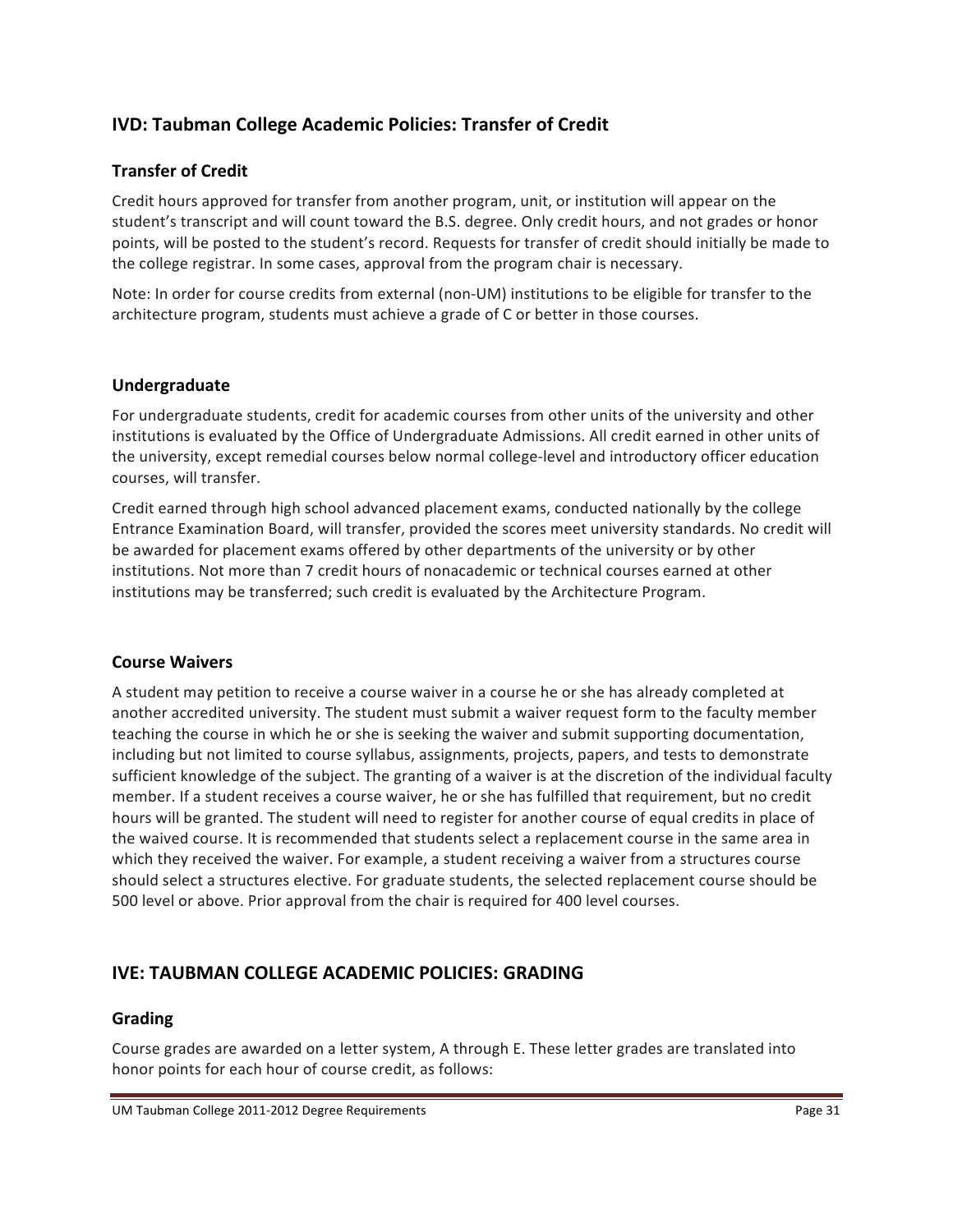## IVD: Taubman College Academic Policies: Transfer of Credit

### Transfer of Credit

Credit hours approved for transfer from another program, unit, or institution will appear on the student's transcript and will count toward the B.S. degree. Only credit hours, and not grades or honor points, will be posted to the student's record. Requests for transfer of credit should initially be made to the college registrar. In some cases, approval from the program chair is necessary.

Note: In order for course credits from external (non-UM) institutions to be eligible for transfer to the architecture program, students must achieve a grade of C or better in those courses.

### Undergraduate

For undergraduate students, credit for academic courses from other units of the university and other institutions is evaluated by the Office of Undergraduate Admissions. All credit earned in other units of the university, except remedial courses below normal college-level and introductory officer education courses, will transfer.

Credit earned through high school advanced placement exams, conducted nationally by the college Entrance Examination Board, will transfer, provided the scores meet university standards. No credit will be awarded for placement exams offered by other departments of the university or by other institutions. Not more than 7 credit hours of nonacademic or technical courses earned at other institutions may be transferred; such credit is evaluated by the Architecture Program.

### Course Waivers

A student may petition to receive a course waiver in a course he or she has already completed at another accredited university. The student must submit a waiver request form to the faculty member teaching the course in which he or she is seeking the waiver and submit supporting documentation, including but not limited to course syllabus, assignments, projects, papers, and tests to demonstrate sufficient knowledge of the subject. The granting of a waiver is at the discretion of the individual faculty member. If a student receives a course waiver, he or she has fulfilled that requirement, but no credit hours will be granted. The student will need to register for another course of equal credits in place of the waived course. It is recommended that students select a replacement course in the same area in which they received the waiver. For example, a student receiving a waiver from a structures course should select a structures elective. For graduate students, the selected replacement course should be 500 level or above. Prior approval from the chair is required for 400 level courses.

## IVE: TAUBMAN COLLEGE ACADEMIC POLICIES: GRADING

### Grading

Course grades are awarded on a letter system, A through E. These letter grades are translated into honor points for each hour of course credit, as follows: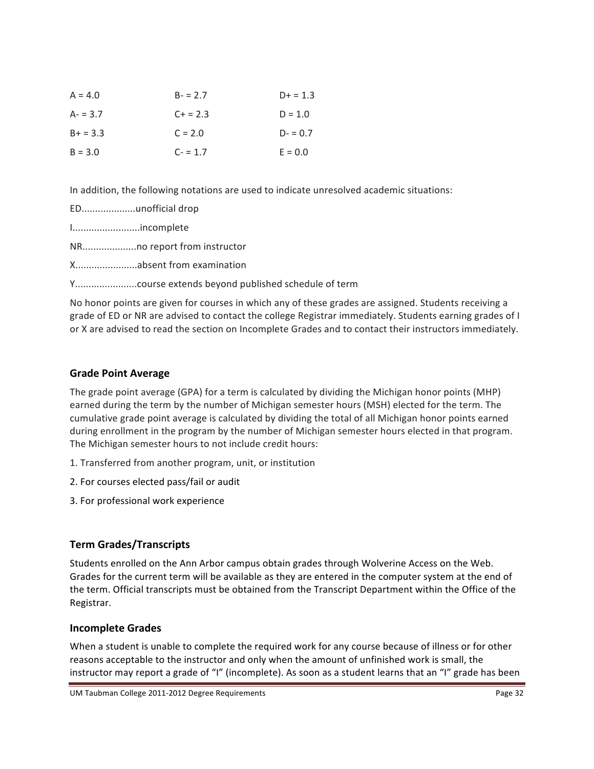| | | |
|---|---|---|
| A = 4.0 | B- = 2.7 | D+ = 1.3 |
| A- = 3.7 | C+ = 2.3 | D = 1.0 |
| B+ = 3.3 | C = 2.0 | D- = 0.7 |
| B = 3.0 | C- = 1.7 | E = 0.0 |

In addition, the following notations are used to indicate unresolved academic situations:

ED....................unofficial drop

I.........................incomplete

NR....................no report from instructor

X.......................absent from examination

Y.......................course extends beyond published schedule of term

No honor points are given for courses in which any of these grades are assigned. Students receiving a grade of ED or NR are advised to contact the college Registrar immediately. Students earning grades of I or X are advised to read the section on Incomplete Grades and to contact their instructors immediately.

### Grade Point Average

The grade point average (GPA) for a term is calculated by dividing the Michigan honor points (MHP) earned during the term by the number of Michigan semester hours (MSH) elected for the term. The cumulative grade point average is calculated by dividing the total of all Michigan honor points earned during enrollment in the program by the number of Michigan semester hours elected in that program. The Michigan semester hours to not include credit hours:

1. Transferred from another program, unit, or institution
2. For courses elected pass/fail or audit
3. For professional work experience

### Term Grades/Transcripts

Students enrolled on the Ann Arbor campus obtain grades through Wolverine Access on the Web. Grades for the current term will be available as they are entered in the computer system at the end of the term. Official transcripts must be obtained from the Transcript Department within the Office of the Registrar.

### Incomplete Grades

When a student is unable to complete the required work for any course because of illness or for other reasons acceptable to the instructor and only when the amount of unfinished work is small, the instructor may report a grade of "I" (incomplete). As soon as a student learns that an "I" grade has been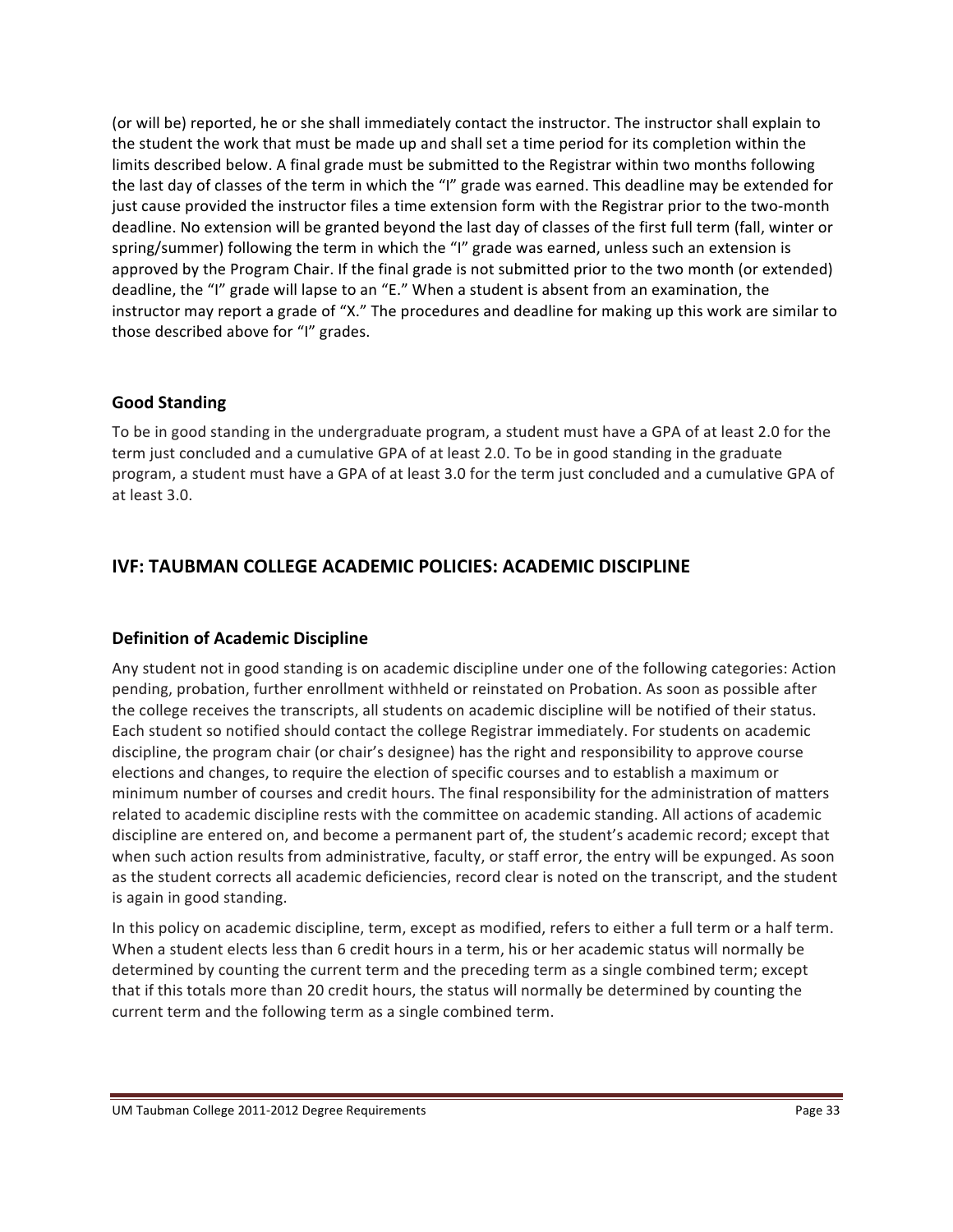(or will be) reported, he or she shall immediately contact the instructor. The instructor shall explain to the student the work that must be made up and shall set a time period for its completion within the limits described below. A final grade must be submitted to the Registrar within two months following the last day of classes of the term in which the "I" grade was earned. This deadline may be extended for just cause provided the instructor files a time extension form with the Registrar prior to the two-month deadline. No extension will be granted beyond the last day of classes of the first full term (fall, winter or spring/summer) following the term in which the "I" grade was earned, unless such an extension is approved by the Program Chair. If the final grade is not submitted prior to the two month (or extended) deadline, the "I" grade will lapse to an "E." When a student is absent from an examination, the instructor may report a grade of "X." The procedures and deadline for making up this work are similar to those described above for "I" grades.

### Good Standing

To be in good standing in the undergraduate program, a student must have a GPA of at least 2.0 for the term just concluded and a cumulative GPA of at least 2.0. To be in good standing in the graduate program, a student must have a GPA of at least 3.0 for the term just concluded and a cumulative GPA of at least 3.0.

## IVF: TAUBMAN COLLEGE ACADEMIC POLICIES: ACADEMIC DISCIPLINE

### Definition of Academic Discipline

Any student not in good standing is on academic discipline under one of the following categories: Action pending, probation, further enrollment withheld or reinstated on Probation. As soon as possible after the college receives the transcripts, all students on academic discipline will be notified of their status. Each student so notified should contact the college Registrar immediately. For students on academic discipline, the program chair (or chair's designee) has the right and responsibility to approve course elections and changes, to require the election of specific courses and to establish a maximum or minimum number of courses and credit hours. The final responsibility for the administration of matters related to academic discipline rests with the committee on academic standing. All actions of academic discipline are entered on, and become a permanent part of, the student's academic record; except that when such action results from administrative, faculty, or staff error, the entry will be expunged. As soon as the student corrects all academic deficiencies, record clear is noted on the transcript, and the student is again in good standing.

In this policy on academic discipline, term, except as modified, refers to either a full term or a half term. When a student elects less than 6 credit hours in a term, his or her academic status will normally be determined by counting the current term and the preceding term as a single combined term; except that if this totals more than 20 credit hours, the status will normally be determined by counting the current term and the following term as a single combined term.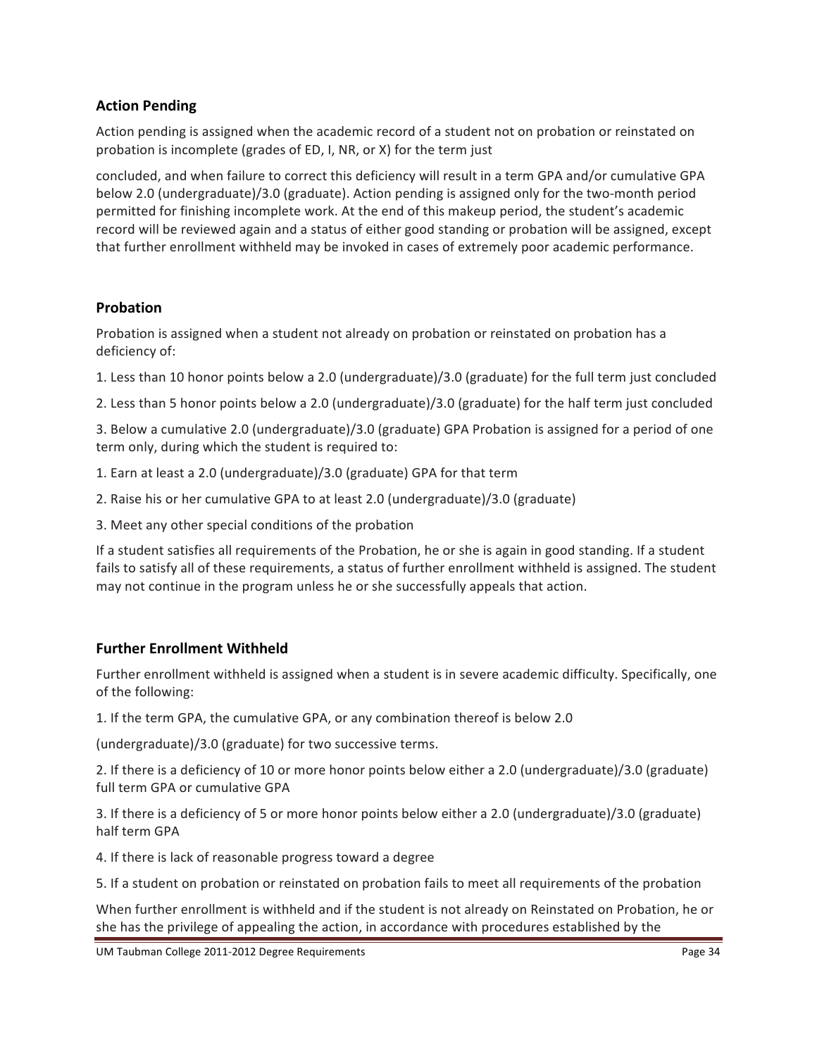## Action Pending

Action pending is assigned when the academic record of a student not on probation or reinstated on probation is incomplete (grades of ED, I, NR, or X) for the term just

concluded, and when failure to correct this deficiency will result in a term GPA and/or cumulative GPA below 2.0 (undergraduate)/3.0 (graduate). Action pending is assigned only for the two-month period permitted for finishing incomplete work. At the end of this makeup period, the student's academic record will be reviewed again and a status of either good standing or probation will be assigned, except that further enrollment withheld may be invoked in cases of extremely poor academic performance.

## Probation

Probation is assigned when a student not already on probation or reinstated on probation has a deficiency of:

1. Less than 10 honor points below a 2.0 (undergraduate)/3.0 (graduate) for the full term just concluded
2. Less than 5 honor points below a 2.0 (undergraduate)/3.0 (graduate) for the half term just concluded
3. Below a cumulative 2.0 (undergraduate)/3.0 (graduate) GPA Probation is assigned for a period of one term only, during which the student is required to:

1. Earn at least a 2.0 (undergraduate)/3.0 (graduate) GPA for that term
2. Raise his or her cumulative GPA to at least 2.0 (undergraduate)/3.0 (graduate)
3. Meet any other special conditions of the probation

If a student satisfies all requirements of the Probation, he or she is again in good standing. If a student fails to satisfy all of these requirements, a status of further enrollment withheld is assigned. The student may not continue in the program unless he or she successfully appeals that action.

## Further Enrollment Withheld

Further enrollment withheld is assigned when a student is in severe academic difficulty. Specifically, one of the following:

1. If the term GPA, the cumulative GPA, or any combination thereof is below 2.0 (undergraduate)/3.0 (graduate) for two successive terms.
2. If there is a deficiency of 10 or more honor points below either a 2.0 (undergraduate)/3.0 (graduate) full term GPA or cumulative GPA
3. If there is a deficiency of 5 or more honor points below either a 2.0 (undergraduate)/3.0 (graduate) half term GPA
4. If there is lack of reasonable progress toward a degree
5. If a student on probation or reinstated on probation fails to meet all requirements of the probation

When further enrollment is withheld and if the student is not already on Reinstated on Probation, he or she has the privilege of appealing the action, in accordance with procedures established by the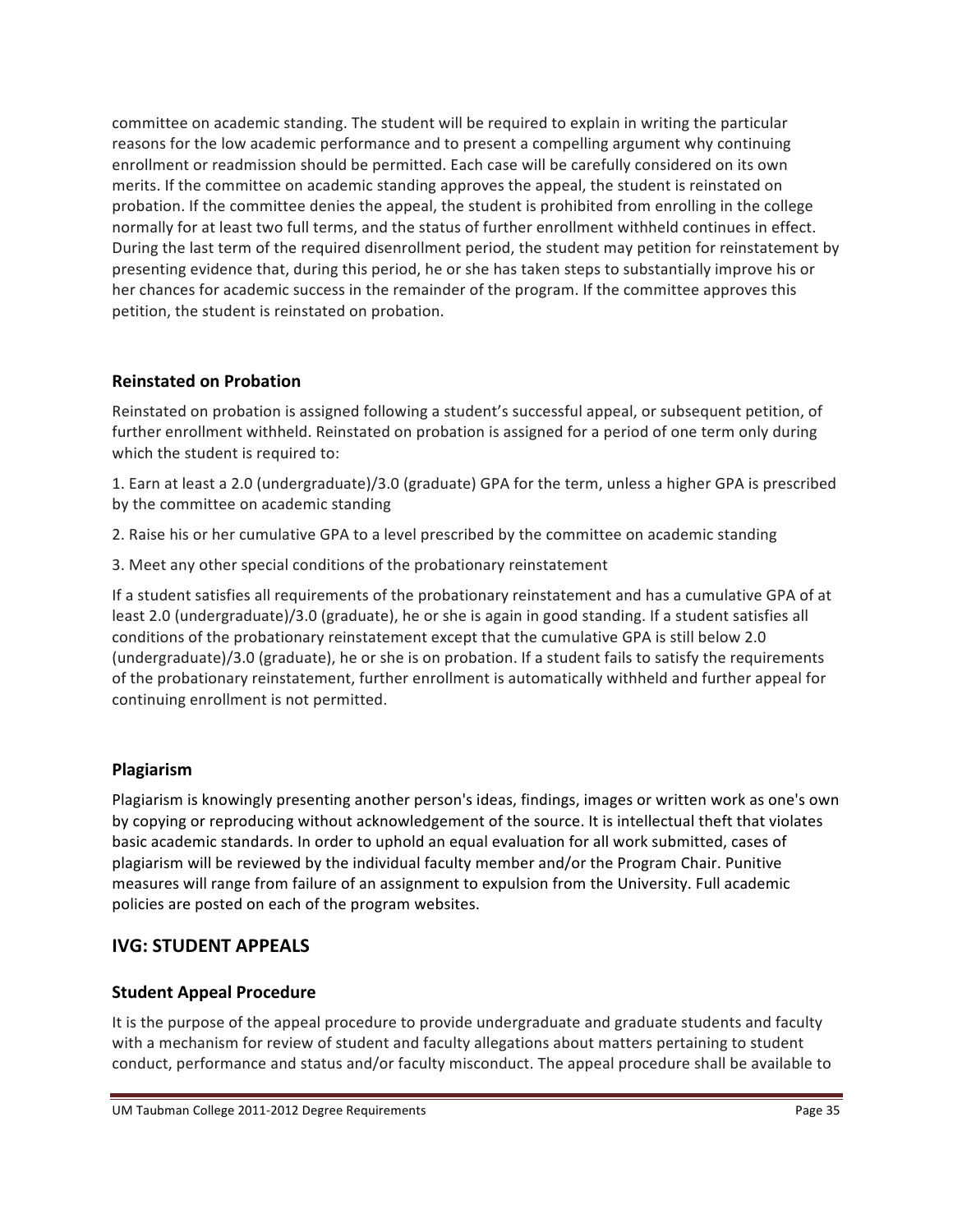committee on academic standing. The student will be required to explain in writing the particular reasons for the low academic performance and to present a compelling argument why continuing enrollment or readmission should be permitted. Each case will be carefully considered on its own merits. If the committee on academic standing approves the appeal, the student is reinstated on probation. If the committee denies the appeal, the student is prohibited from enrolling in the college normally for at least two full terms, and the status of further enrollment withheld continues in effect. During the last term of the required disenrollment period, the student may petition for reinstatement by presenting evidence that, during this period, he or she has taken steps to substantially improve his or her chances for academic success in the remainder of the program. If the committee approves this petition, the student is reinstated on probation.

### Reinstated on Probation

Reinstated on probation is assigned following a student's successful appeal, or subsequent petition, of further enrollment withheld. Reinstated on probation is assigned for a period of one term only during which the student is required to:

1. Earn at least a 2.0 (undergraduate)/3.0 (graduate) GPA for the term, unless a higher GPA is prescribed by the committee on academic standing
2. Raise his or her cumulative GPA to a level prescribed by the committee on academic standing
3. Meet any other special conditions of the probationary reinstatement

If a student satisfies all requirements of the probationary reinstatement and has a cumulative GPA of at least 2.0 (undergraduate)/3.0 (graduate), he or she is again in good standing. If a student satisfies all conditions of the probationary reinstatement except that the cumulative GPA is still below 2.0 (undergraduate)/3.0 (graduate), he or she is on probation. If a student fails to satisfy the requirements of the probationary reinstatement, further enrollment is automatically withheld and further appeal for continuing enrollment is not permitted.

### Plagiarism

Plagiarism is knowingly presenting another person's ideas, findings, images or written work as one's own by copying or reproducing without acknowledgement of the source. It is intellectual theft that violates basic academic standards. In order to uphold an equal evaluation for all work submitted, cases of plagiarism will be reviewed by the individual faculty member and/or the Program Chair. Punitive measures will range from failure of an assignment to expulsion from the University. Full academic policies are posted on each of the program websites.

## IVG: STUDENT APPEALS

### Student Appeal Procedure

It is the purpose of the appeal procedure to provide undergraduate and graduate students and faculty with a mechanism for review of student and faculty allegations about matters pertaining to student conduct, performance and status and/or faculty misconduct. The appeal procedure shall be available to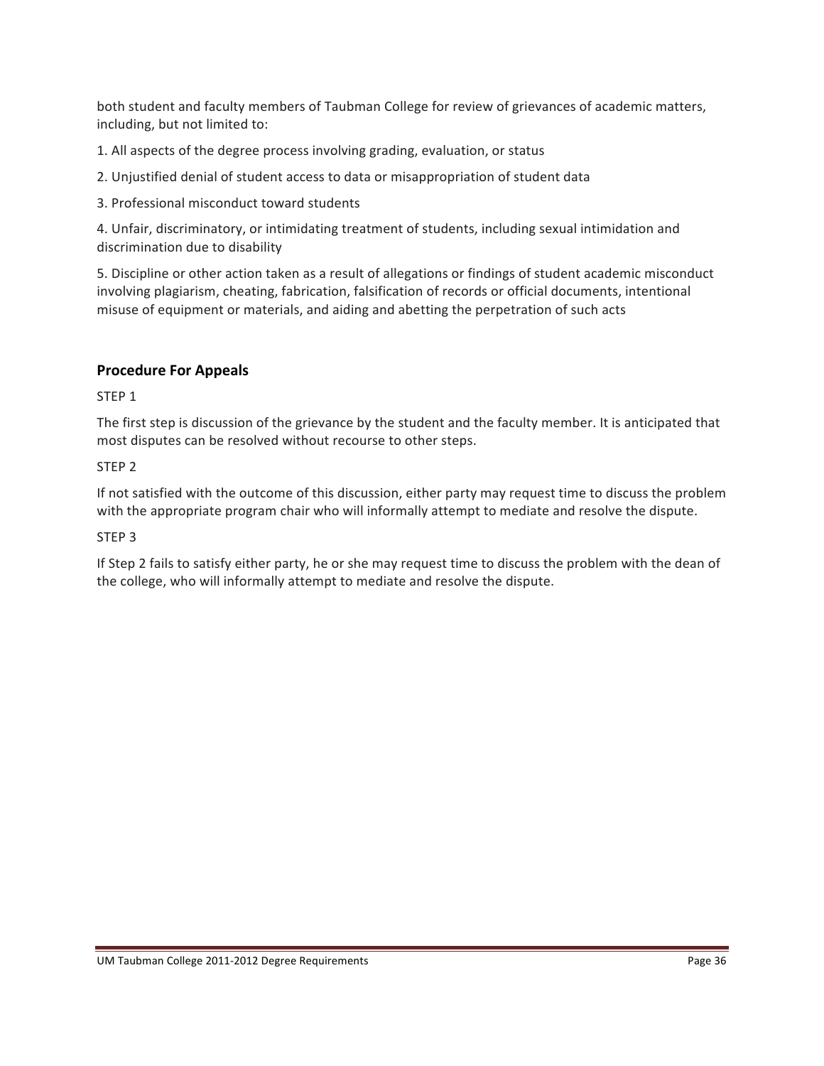both student and faculty members of Taubman College for review of grievances of academic matters, including, but not limited to:

1. All aspects of the degree process involving grading, evaluation, or status
2. Unjustified denial of student access to data or misappropriation of student data
3. Professional misconduct toward students
4. Unfair, discriminatory, or intimidating treatment of students, including sexual intimidation and discrimination due to disability
5. Discipline or other action taken as a result of allegations or findings of student academic misconduct involving plagiarism, cheating, fabrication, falsification of records or official documents, intentional misuse of equipment or materials, and aiding and abetting the perpetration of such acts

## Procedure For Appeals

STEP 1

The first step is discussion of the grievance by the student and the faculty member. It is anticipated that most disputes can be resolved without recourse to other steps.

STEP 2

If not satisfied with the outcome of this discussion, either party may request time to discuss the problem with the appropriate program chair who will informally attempt to mediate and resolve the dispute.

STEP 3

If Step 2 fails to satisfy either party, he or she may request time to discuss the problem with the dean of the college, who will informally attempt to mediate and resolve the dispute.